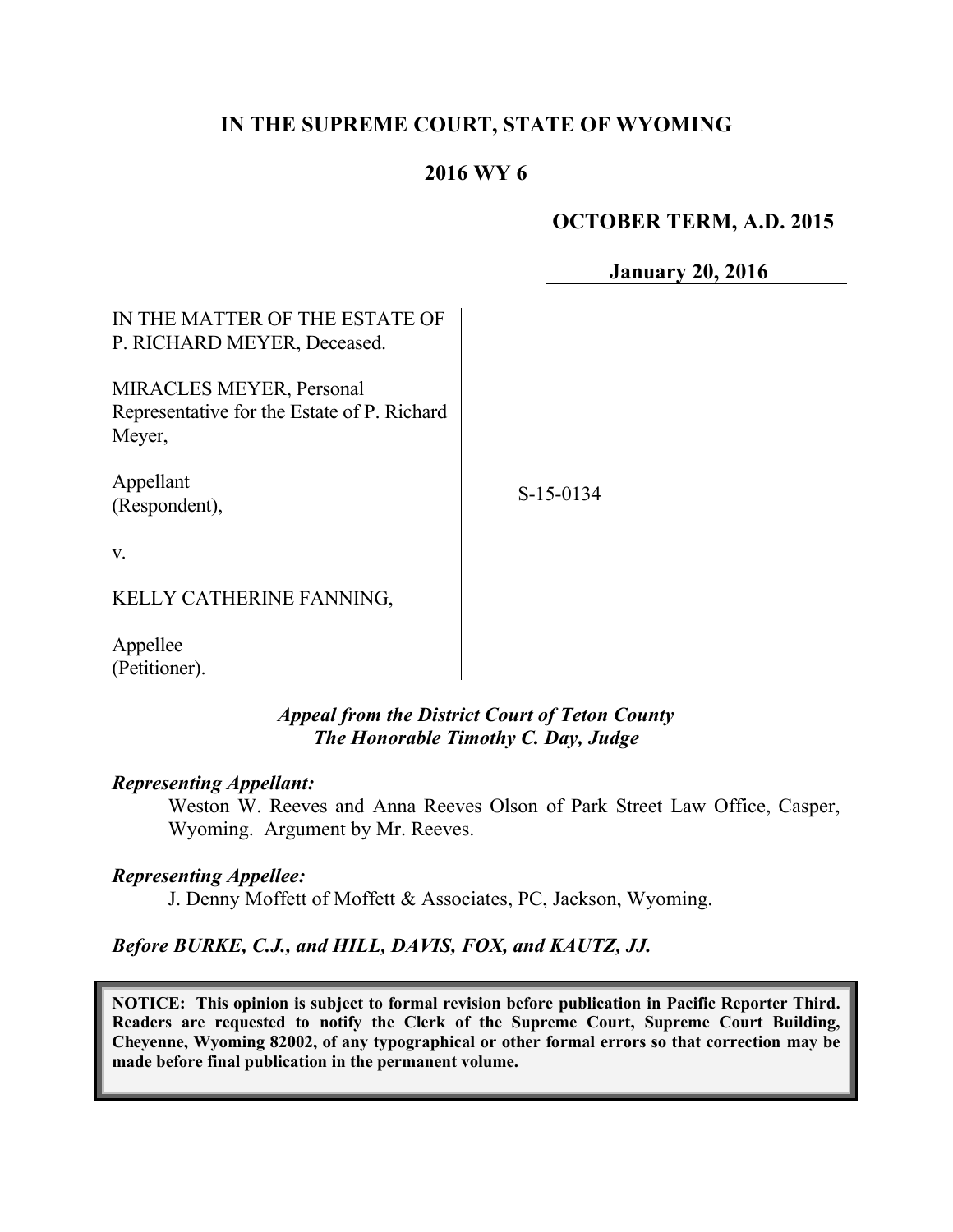**IN THE SUPREME COURT, STATE OF WYOMING**

**2016 WY 6**

**OCTOBER TERM, A.D. 2015**

**January 20, 2016**

IN THE MATTER OF THE ESTATE OF P. RICHARD MEYER, Deceased.

MIRACLES MEYER, Personal Representative for the Estate of P. Richard Meyer,

Appellant (Respondent),

v.

KELLY CATHERINE FANNING,

Appellee (Petitioner).

S-15-0134

*Appeal from the District Court of Teton County*
*The Honorable Timothy C. Day, Judge*

***Representing Appellant:***

Weston W. Reeves and Anna Reeves Olson of Park Street Law Office, Casper, Wyoming. Argument by Mr. Reeves.

***Representing Appellee:***

J. Denny Moffett of Moffett & Associates, PC, Jackson, Wyoming.

***Before BURKE, C.J., and HILL, DAVIS, FOX, and KAUTZ, JJ.***

**NOTICE: This opinion is subject to formal revision before publication in Pacific Reporter Third. Readers are requested to notify the Clerk of the Supreme Court, Supreme Court Building, Cheyenne, Wyoming 82002, of any typographical or other formal errors so that correction may be made before final publication in the permanent volume.**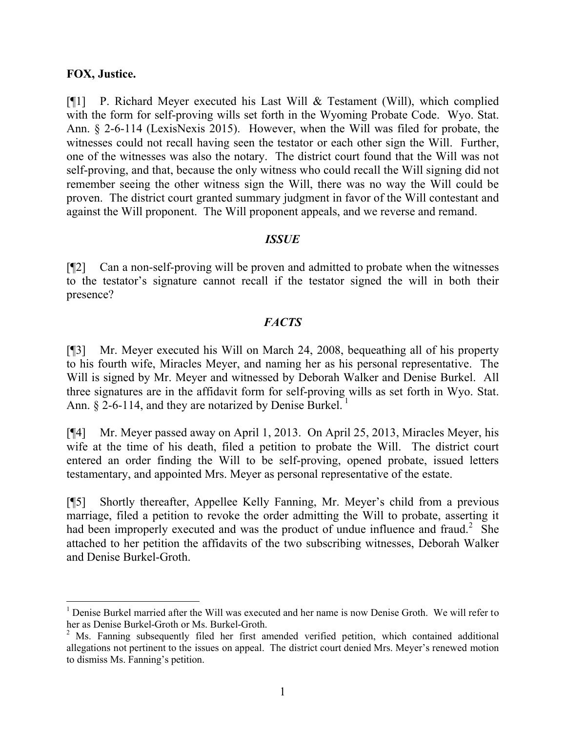**FOX, Justice.**

[¶1] P. Richard Meyer executed his Last Will & Testament (Will), which complied with the form for self-proving wills set forth in the Wyoming Probate Code. Wyo. Stat. Ann. § 2-6-114 (LexisNexis 2015). However, when the Will was filed for probate, the witnesses could not recall having seen the testator or each other sign the Will. Further, one of the witnesses was also the notary. The district court found that the Will was not self-proving, and that, because the only witness who could recall the Will signing did not remember seeing the other witness sign the Will, there was no way the Will could be proven. The district court granted summary judgment in favor of the Will contestant and against the Will proponent. The Will proponent appeals, and we reverse and remand.

## *ISSUE*

[¶2] Can a non-self-proving will be proven and admitted to probate when the witnesses to the testator's signature cannot recall if the testator signed the will in both their presence?

## *FACTS*

[¶3] Mr. Meyer executed his Will on March 24, 2008, bequeathing all of his property to his fourth wife, Miracles Meyer, and naming her as his personal representative. The Will is signed by Mr. Meyer and witnessed by Deborah Walker and Denise Burkel. All three signatures are in the affidavit form for self-proving wills as set forth in Wyo. Stat. Ann. § 2-6-114, and they are notarized by Denise Burkel.[1]

[¶4] Mr. Meyer passed away on April 1, 2013. On April 25, 2013, Miracles Meyer, his wife at the time of his death, filed a petition to probate the Will. The district court entered an order finding the Will to be self-proving, opened probate, issued letters testamentary, and appointed Mrs. Meyer as personal representative of the estate.

[¶5] Shortly thereafter, Appellee Kelly Fanning, Mr. Meyer's child from a previous marriage, filed a petition to revoke the order admitting the Will to probate, asserting it had been improperly executed and was the product of undue influence and fraud.[2] She attached to her petition the affidavits of the two subscribing witnesses, Deborah Walker and Denise Burkel-Groth.

---

[1] Denise Burkel married after the Will was executed and her name is now Denise Groth. We will refer to her as Denise Burkel-Groth or Ms. Burkel-Groth.

[2] Ms. Fanning subsequently filed her first amended verified petition, which contained additional allegations not pertinent to the issues on appeal. The district court denied Mrs. Meyer's renewed motion to dismiss Ms. Fanning's petition.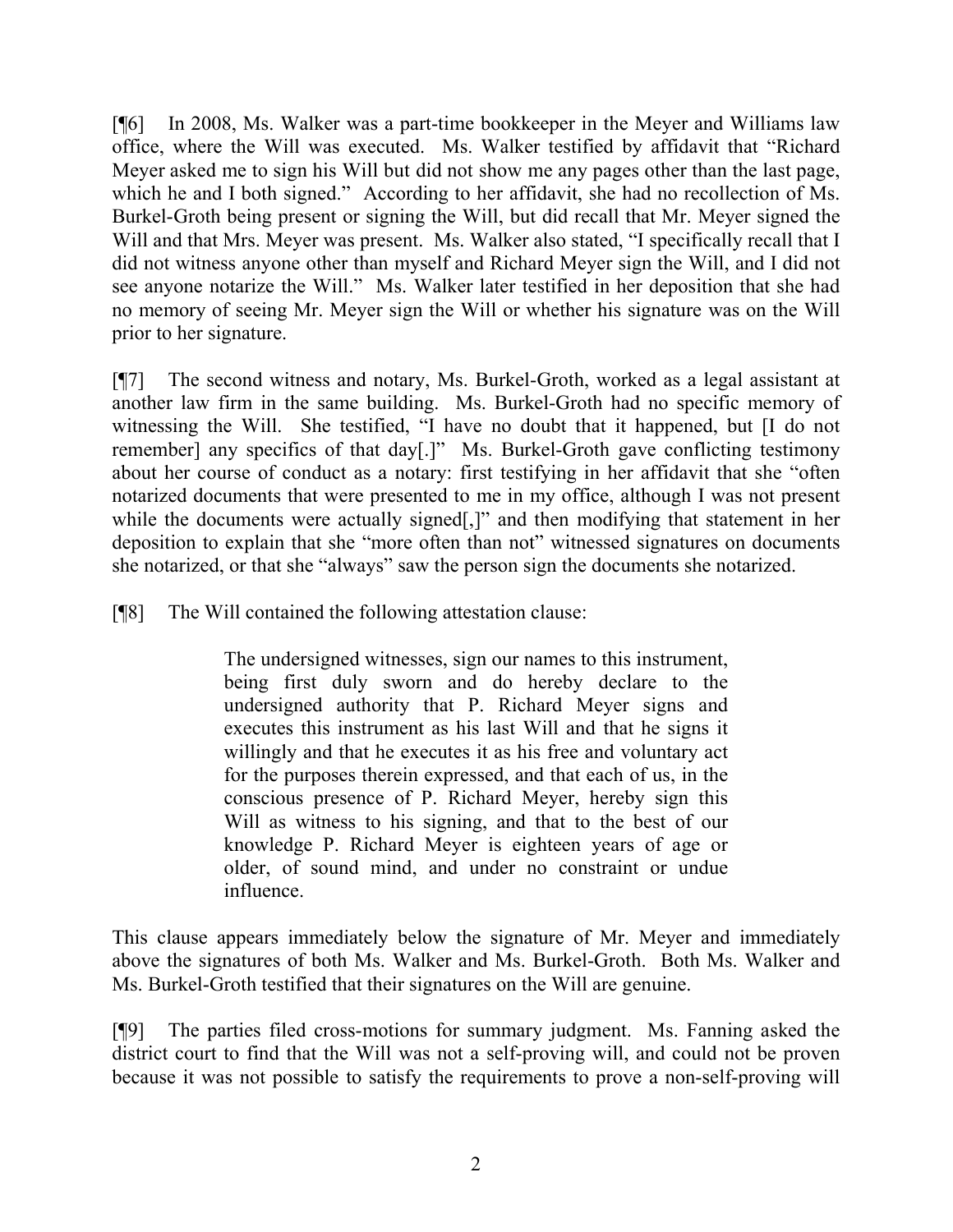[¶6] In 2008, Ms. Walker was a part-time bookkeeper in the Meyer and Williams law office, where the Will was executed. Ms. Walker testified by affidavit that "Richard Meyer asked me to sign his Will but did not show me any pages other than the last page, which he and I both signed." According to her affidavit, she had no recollection of Ms. Burkel-Groth being present or signing the Will, but did recall that Mr. Meyer signed the Will and that Mrs. Meyer was present. Ms. Walker also stated, "I specifically recall that I did not witness anyone other than myself and Richard Meyer sign the Will, and I did not see anyone notarize the Will." Ms. Walker later testified in her deposition that she had no memory of seeing Mr. Meyer sign the Will or whether his signature was on the Will prior to her signature.

[¶7] The second witness and notary, Ms. Burkel-Groth, worked as a legal assistant at another law firm in the same building. Ms. Burkel-Groth had no specific memory of witnessing the Will. She testified, "I have no doubt that it happened, but [I do not remember] any specifics of that day[.]" Ms. Burkel-Groth gave conflicting testimony about her course of conduct as a notary: first testifying in her affidavit that she "often notarized documents that were presented to me in my office, although I was not present while the documents were actually signed[,]" and then modifying that statement in her deposition to explain that she "more often than not" witnessed signatures on documents she notarized, or that she "always" saw the person sign the documents she notarized.

[¶8] The Will contained the following attestation clause:

> The undersigned witnesses, sign our names to this instrument, being first duly sworn and do hereby declare to the undersigned authority that P. Richard Meyer signs and executes this instrument as his last Will and that he signs it willingly and that he executes it as his free and voluntary act for the purposes therein expressed, and that each of us, in the conscious presence of P. Richard Meyer, hereby sign this Will as witness to his signing, and that to the best of our knowledge P. Richard Meyer is eighteen years of age or older, of sound mind, and under no constraint or undue influence.

This clause appears immediately below the signature of Mr. Meyer and immediately above the signatures of both Ms. Walker and Ms. Burkel-Groth. Both Ms. Walker and Ms. Burkel-Groth testified that their signatures on the Will are genuine.

[¶9] The parties filed cross-motions for summary judgment. Ms. Fanning asked the district court to find that the Will was not a self-proving will, and could not be proven because it was not possible to satisfy the requirements to prove a non-self-proving will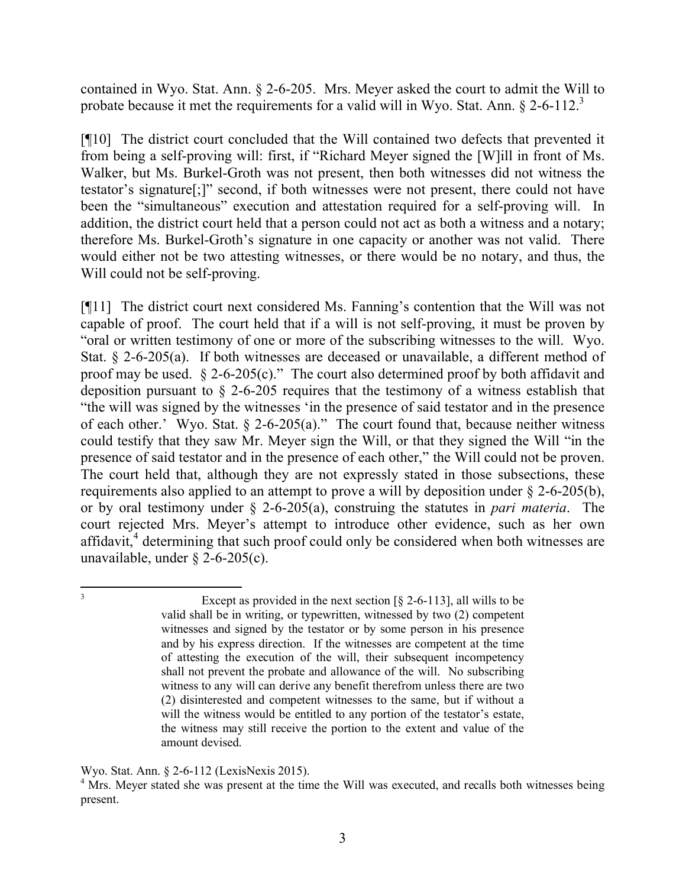contained in Wyo. Stat. Ann. § 2-6-205. Mrs. Meyer asked the court to admit the Will to probate because it met the requirements for a valid will in Wyo. Stat. Ann. § 2-6-112.[3]

[¶10] The district court concluded that the Will contained two defects that prevented it from being a self-proving will: first, if "Richard Meyer signed the [W]ill in front of Ms. Walker, but Ms. Burkel-Groth was not present, then both witnesses did not witness the testator's signature[;]" second, if both witnesses were not present, there could not have been the "simultaneous" execution and attestation required for a self-proving will. In addition, the district court held that a person could not act as both a witness and a notary; therefore Ms. Burkel-Groth's signature in one capacity or another was not valid. There would either not be two attesting witnesses, or there would be no notary, and thus, the Will could not be self-proving.

[¶11] The district court next considered Ms. Fanning's contention that the Will was not capable of proof. The court held that if a will is not self-proving, it must be proven by "oral or written testimony of one or more of the subscribing witnesses to the will. Wyo. Stat. § 2-6-205(a). If both witnesses are deceased or unavailable, a different method of proof may be used. § 2-6-205(c)." The court also determined proof by both affidavit and deposition pursuant to § 2-6-205 requires that the testimony of a witness establish that "the will was signed by the witnesses 'in the presence of said testator and in the presence of each other.' Wyo. Stat. § 2-6-205(a)." The court found that, because neither witness could testify that they saw Mr. Meyer sign the Will, or that they signed the Will "in the presence of said testator and in the presence of each other," the Will could not be proven. The court held that, although they are not expressly stated in those subsections, these requirements also applied to an attempt to prove a will by deposition under § 2-6-205(b), or by oral testimony under § 2-6-205(a), construing the statutes in *pari materia*. The court rejected Mrs. Meyer's attempt to introduce other evidence, such as her own affidavit,[4] determining that such proof could only be considered when both witnesses are unavailable, under § 2-6-205(c).

---

[3]

> Except as provided in the next section [§ 2-6-113], all wills to be valid shall be in writing, or typewritten, witnessed by two (2) competent witnesses and signed by the testator or by some person in his presence and by his express direction. If the witnesses are competent at the time of attesting the execution of the will, their subsequent incompetency shall not prevent the probate and allowance of the will. No subscribing witness to any will can derive any benefit therefrom unless there are two (2) disinterested and competent witnesses to the same, but if without a will the witness would be entitled to any portion of the testator's estate, the witness may still receive the portion to the extent and value of the amount devised.

Wyo. Stat. Ann. § 2-6-112 (LexisNexis 2015).

[4] Mrs. Meyer stated she was present at the time the Will was executed, and recalls both witnesses being present.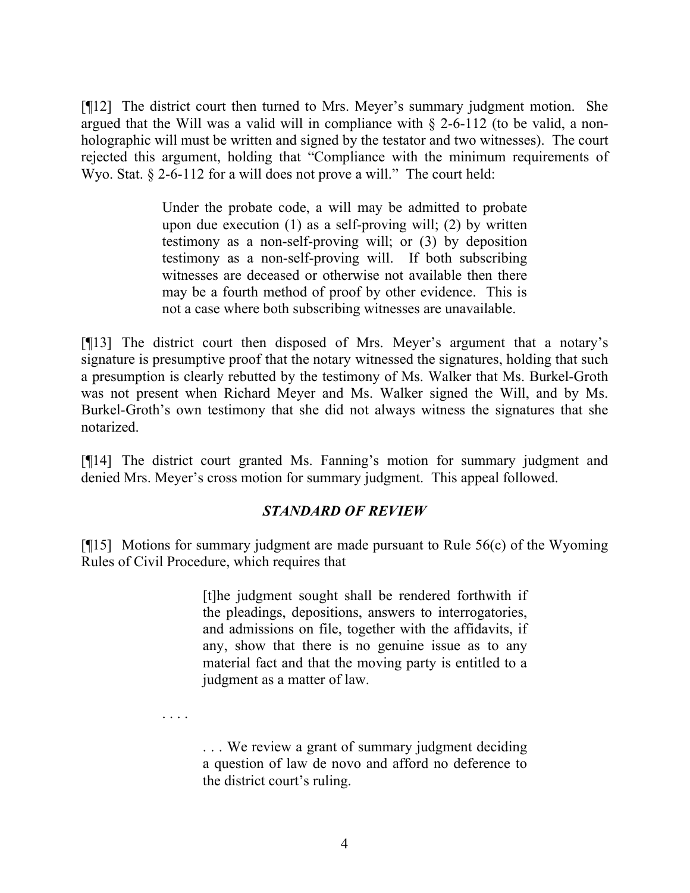[¶12] The district court then turned to Mrs. Meyer's summary judgment motion. She argued that the Will was a valid will in compliance with § 2-6-112 (to be valid, a non-holographic will must be written and signed by the testator and two witnesses). The court rejected this argument, holding that "Compliance with the minimum requirements of Wyo. Stat. § 2-6-112 for a will does not prove a will." The court held:

> Under the probate code, a will may be admitted to probate upon due execution (1) as a self-proving will; (2) by written testimony as a non-self-proving will; or (3) by deposition testimony as a non-self-proving will. If both subscribing witnesses are deceased or otherwise not available then there may be a fourth method of proof by other evidence. This is not a case where both subscribing witnesses are unavailable.

[¶13] The district court then disposed of Mrs. Meyer's argument that a notary's signature is presumptive proof that the notary witnessed the signatures, holding that such a presumption is clearly rebutted by the testimony of Ms. Walker that Ms. Burkel-Groth was not present when Richard Meyer and Ms. Walker signed the Will, and by Ms. Burkel-Groth's own testimony that she did not always witness the signatures that she notarized.

[¶14] The district court granted Ms. Fanning's motion for summary judgment and denied Mrs. Meyer's cross motion for summary judgment. This appeal followed.

### *STANDARD OF REVIEW*

[¶15] Motions for summary judgment are made pursuant to Rule 56(c) of the Wyoming Rules of Civil Procedure, which requires that

> [t]he judgment sought shall be rendered forthwith if the pleadings, depositions, answers to interrogatories, and admissions on file, together with the affidavits, if any, show that there is no genuine issue as to any material fact and that the moving party is entitled to a judgment as a matter of law.

. . . .

> . . . We review a grant of summary judgment deciding a question of law de novo and afford no deference to the district court's ruling.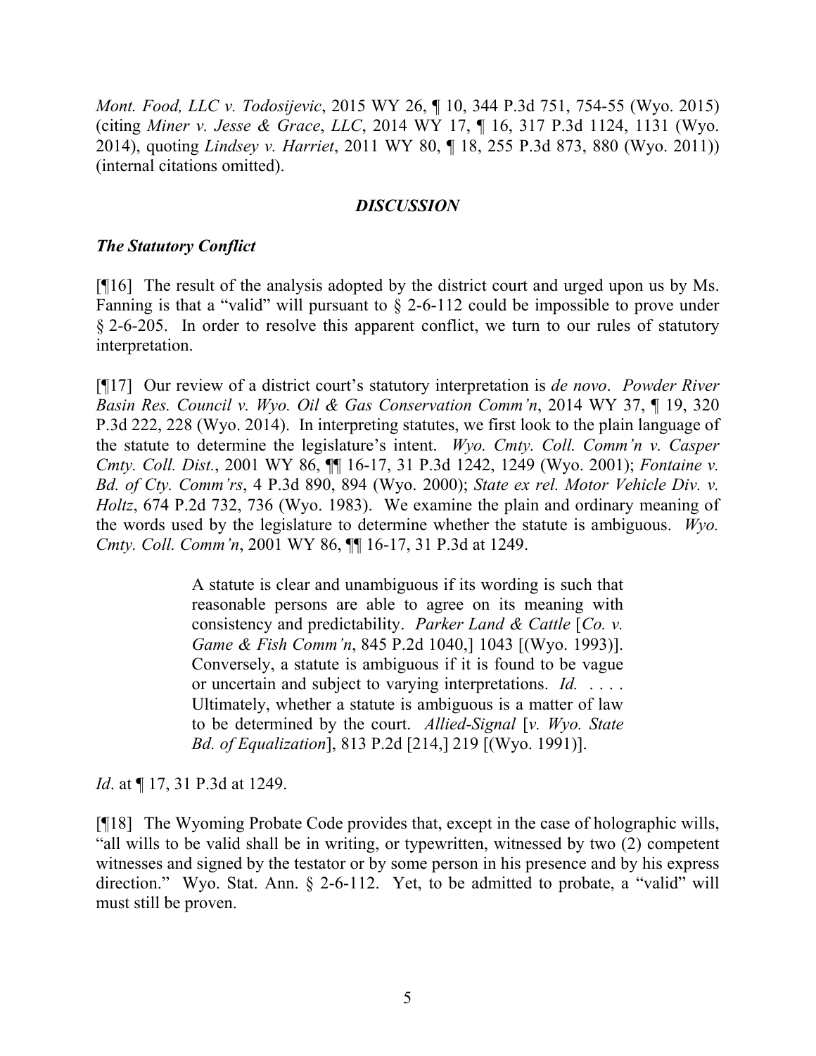*Mont. Food, LLC v. Todosijevic*, 2015 WY 26, ¶ 10, 344 P.3d 751, 754-55 (Wyo. 2015) (citing *Miner v. Jesse & Grace, LLC*, 2014 WY 17, ¶ 16, 317 P.3d 1124, 1131 (Wyo. 2014), quoting *Lindsey v. Harriet*, 2011 WY 80, ¶ 18, 255 P.3d 873, 880 (Wyo. 2011)) (internal citations omitted).

## *DISCUSSION*

### *The Statutory Conflict*

[¶16] The result of the analysis adopted by the district court and urged upon us by Ms. Fanning is that a "valid" will pursuant to § 2-6-112 could be impossible to prove under § 2-6-205. In order to resolve this apparent conflict, we turn to our rules of statutory interpretation.

[¶17] Our review of a district court's statutory interpretation is *de novo*. *Powder River Basin Res. Council v. Wyo. Oil & Gas Conservation Comm'n*, 2014 WY 37, ¶ 19, 320 P.3d 222, 228 (Wyo. 2014). In interpreting statutes, we first look to the plain language of the statute to determine the legislature's intent. *Wyo. Cmty. Coll. Comm'n v. Casper Cmty. Coll. Dist.*, 2001 WY 86, ¶¶ 16-17, 31 P.3d 1242, 1249 (Wyo. 2001); *Fontaine v. Bd. of Cty. Comm'rs*, 4 P.3d 890, 894 (Wyo. 2000); *State ex rel. Motor Vehicle Div. v. Holtz*, 674 P.2d 732, 736 (Wyo. 1983). We examine the plain and ordinary meaning of the words used by the legislature to determine whether the statute is ambiguous. *Wyo. Cmty. Coll. Comm'n*, 2001 WY 86, ¶¶ 16-17, 31 P.3d at 1249.

> A statute is clear and unambiguous if its wording is such that reasonable persons are able to agree on its meaning with consistency and predictability. *Parker Land & Cattle* [*Co. v. Game & Fish Comm'n*, 845 P.2d 1040,] 1043 [(Wyo. 1993)]. Conversely, a statute is ambiguous if it is found to be vague or uncertain and subject to varying interpretations. *Id.* . . . . Ultimately, whether a statute is ambiguous is a matter of law to be determined by the court. *Allied-Signal* [*v. Wyo. State Bd. of Equalization*], 813 P.2d [214,] 219 [(Wyo. 1991)].

*Id*. at ¶ 17, 31 P.3d at 1249.

[¶18] The Wyoming Probate Code provides that, except in the case of holographic wills, "all wills to be valid shall be in writing, or typewritten, witnessed by two (2) competent witnesses and signed by the testator or by some person in his presence and by his express direction." Wyo. Stat. Ann. § 2-6-112. Yet, to be admitted to probate, a "valid" will must still be proven.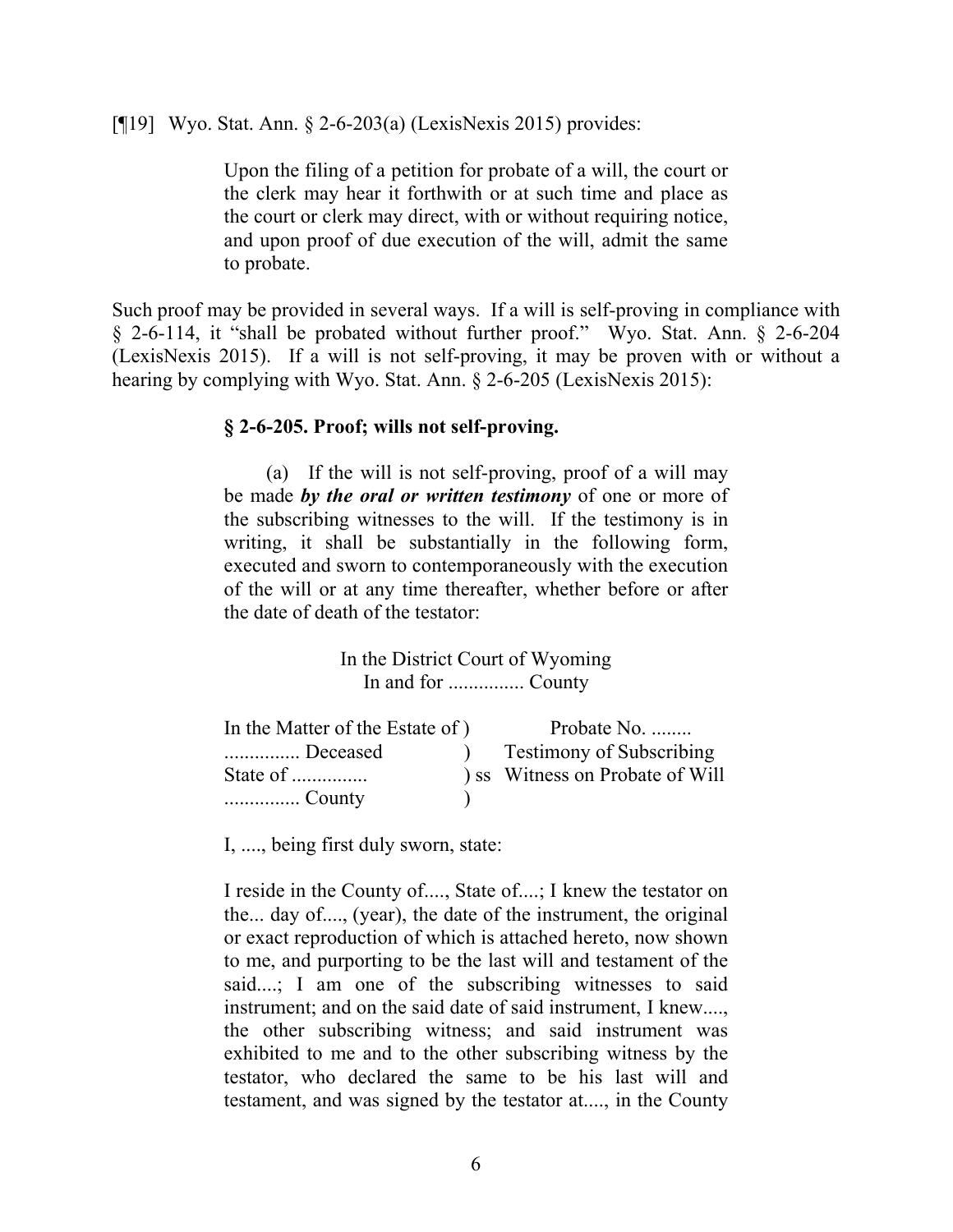[¶19] Wyo. Stat. Ann. § 2-6-203(a) (LexisNexis 2015) provides:

> Upon the filing of a petition for probate of a will, the court or the clerk may hear it forthwith or at such time and place as the court or clerk may direct, with or without requiring notice, and upon proof of due execution of the will, admit the same to probate.

Such proof may be provided in several ways. If a will is self-proving in compliance with § 2-6-114, it "shall be probated without further proof." Wyo. Stat. Ann. § 2-6-204 (LexisNexis 2015). If a will is not self-proving, it may be proven with or without a hearing by complying with Wyo. Stat. Ann. § 2-6-205 (LexisNexis 2015):

> **§ 2-6-205. Proof; wills not self-proving.**
>
> (a) If the will is not self-proving, proof of a will may be made ***by the oral or written testimony*** of one or more of the subscribing witnesses to the will. If the testimony is in writing, it shall be substantially in the following form, executed and sworn to contemporaneously with the execution of the will or at any time thereafter, whether before or after the date of death of the testator:
>
> In the District Court of Wyoming
> In and for ............... County
>
> In the Matter of the Estate of ) Probate No. ........
> ............... Deceased ) Testimony of Subscribing
> State of ............... ) ss Witness on Probate of Will
> ............... County )
>
> I, ...., being first duly sworn, state:
>
> I reside in the County of...., State of....; I knew the testator on the... day of...., (year), the date of the instrument, the original or exact reproduction of which is attached hereto, now shown to me, and purporting to be the last will and testament of the said....; I am one of the subscribing witnesses to said instrument; and on the said date of said instrument, I knew...., the other subscribing witness; and said instrument was exhibited to me and to the other subscribing witness by the testator, who declared the same to be his last will and testament, and was signed by the testator at...., in the County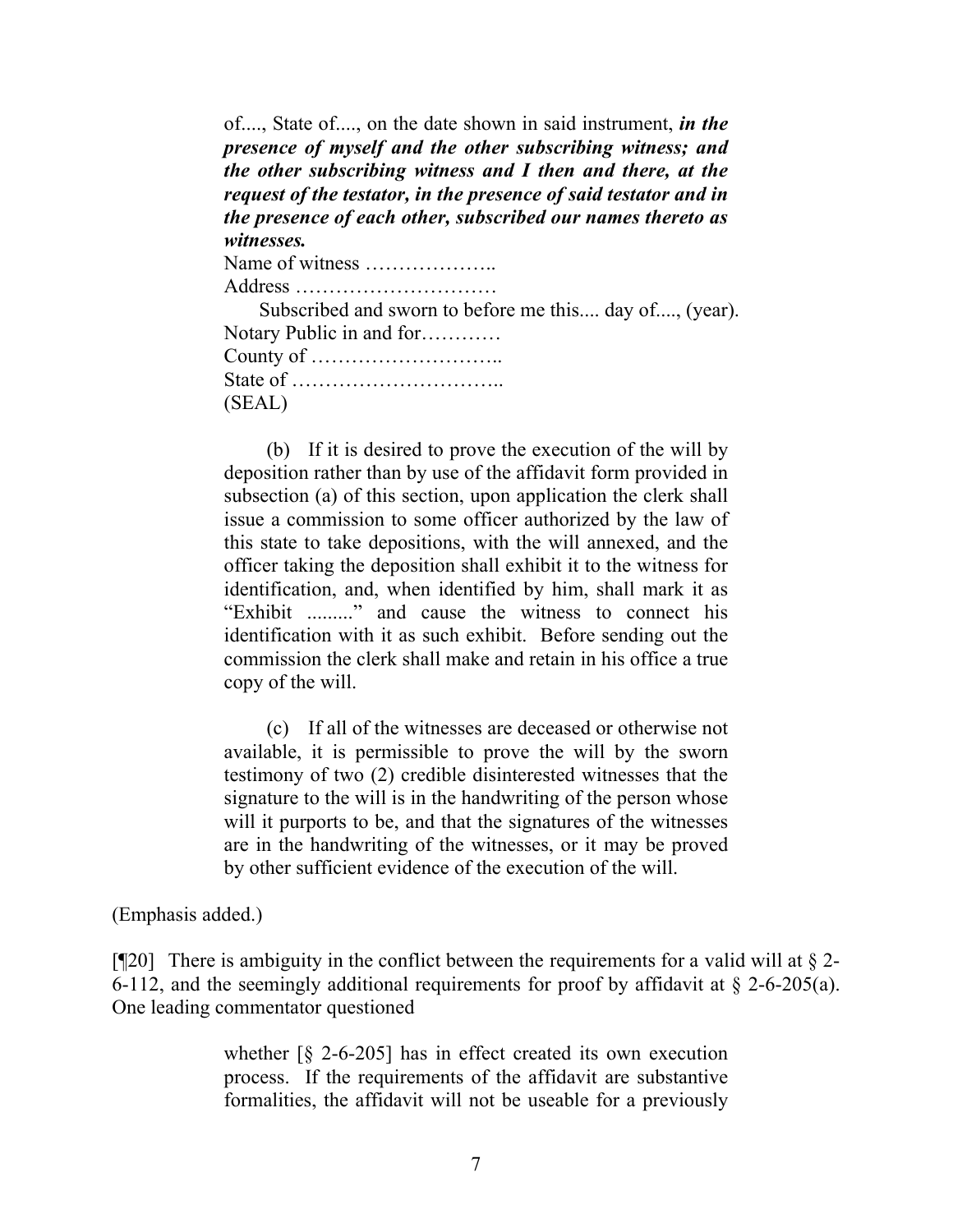of...., State of...., on the date shown in said instrument, ***in the presence of myself and the other subscribing witness; and the other subscribing witness and I then and there, at the request of the testator, in the presence of said testator and in the presence of each other, subscribed our names thereto as witnesses.***

Name of witness ………………..

Address …………………………

Subscribed and sworn to before me this.... day of...., (year).

Notary Public in and for…………

County of ………………………..

State of …………………………..

(SEAL)

(b) If it is desired to prove the execution of the will by deposition rather than by use of the affidavit form provided in subsection (a) of this section, upon application the clerk shall issue a commission to some officer authorized by the law of this state to take depositions, with the will annexed, and the officer taking the deposition shall exhibit it to the witness for identification, and, when identified by him, shall mark it as "Exhibit ........." and cause the witness to connect his identification with it as such exhibit. Before sending out the commission the clerk shall make and retain in his office a true copy of the will.

(c) If all of the witnesses are deceased or otherwise not available, it is permissible to prove the will by the sworn testimony of two (2) credible disinterested witnesses that the signature to the will is in the handwriting of the person whose will it purports to be, and that the signatures of the witnesses are in the handwriting of the witnesses, or it may be proved by other sufficient evidence of the execution of the will.

(Emphasis added.)

[¶20] There is ambiguity in the conflict between the requirements for a valid will at § 2-6-112, and the seemingly additional requirements for proof by affidavit at § 2-6-205(a). One leading commentator questioned

> whether [§ 2-6-205] has in effect created its own execution process. If the requirements of the affidavit are substantive formalities, the affidavit will not be useable for a previously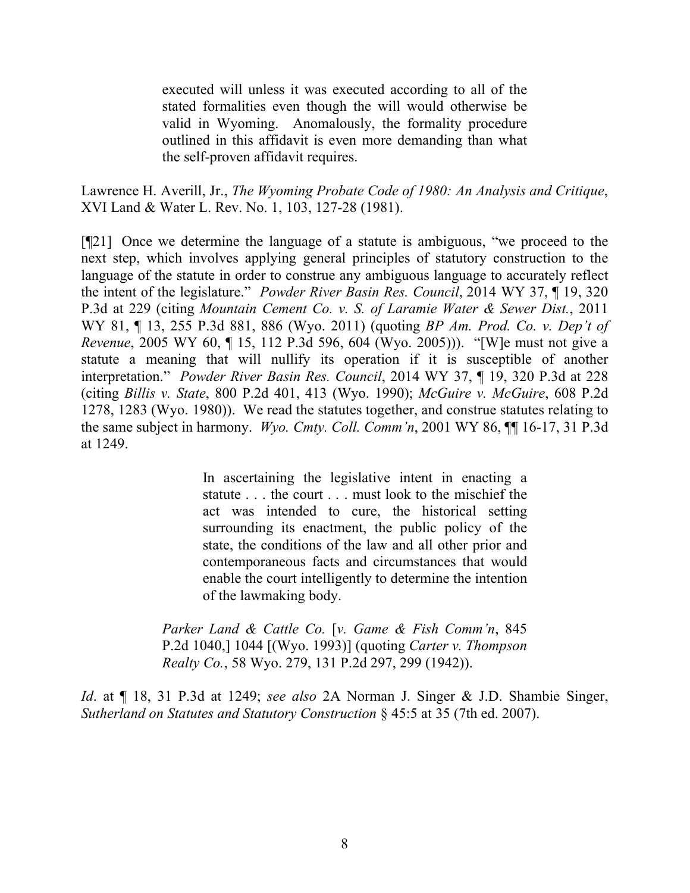> executed will unless it was executed according to all of the stated formalities even though the will would otherwise be valid in Wyoming. Anomalously, the formality procedure outlined in this affidavit is even more demanding than what the self-proven affidavit requires.

Lawrence H. Averill, Jr., *The Wyoming Probate Code of 1980: An Analysis and Critique*, XVI Land & Water L. Rev. No. 1, 103, 127-28 (1981).

[¶21] Once we determine the language of a statute is ambiguous, "we proceed to the next step, which involves applying general principles of statutory construction to the language of the statute in order to construe any ambiguous language to accurately reflect the intent of the legislature." *Powder River Basin Res. Council*, 2014 WY 37, ¶ 19, 320 P.3d at 229 (citing *Mountain Cement Co. v. S. of Laramie Water & Sewer Dist.*, 2011 WY 81, ¶ 13, 255 P.3d 881, 886 (Wyo. 2011) (quoting *BP Am. Prod. Co. v. Dep't of Revenue*, 2005 WY 60, ¶ 15, 112 P.3d 596, 604 (Wyo. 2005))). "[W]e must not give a statute a meaning that will nullify its operation if it is susceptible of another interpretation." *Powder River Basin Res. Council*, 2014 WY 37, ¶ 19, 320 P.3d at 228 (citing *Billis v. State*, 800 P.2d 401, 413 (Wyo. 1990); *McGuire v. McGuire*, 608 P.2d 1278, 1283 (Wyo. 1980)). We read the statutes together, and construe statutes relating to the same subject in harmony. *Wyo. Cmty. Coll. Comm'n*, 2001 WY 86, ¶¶ 16-17, 31 P.3d at 1249.

> > In ascertaining the legislative intent in enacting a statute . . . the court . . . must look to the mischief the act was intended to cure, the historical setting surrounding its enactment, the public policy of the state, the conditions of the law and all other prior and contemporaneous facts and circumstances that would enable the court intelligently to determine the intention of the lawmaking body.
>
> *Parker Land & Cattle Co.* [*v. Game & Fish Comm'n*, 845 P.2d 1040,] 1044 [(Wyo. 1993)] (quoting *Carter v. Thompson Realty Co.*, 58 Wyo. 279, 131 P.2d 297, 299 (1942)).

*Id*. at ¶ 18, 31 P.3d at 1249; *see also* 2A Norman J. Singer & J.D. Shambie Singer, *Sutherland on Statutes and Statutory Construction* § 45:5 at 35 (7th ed. 2007).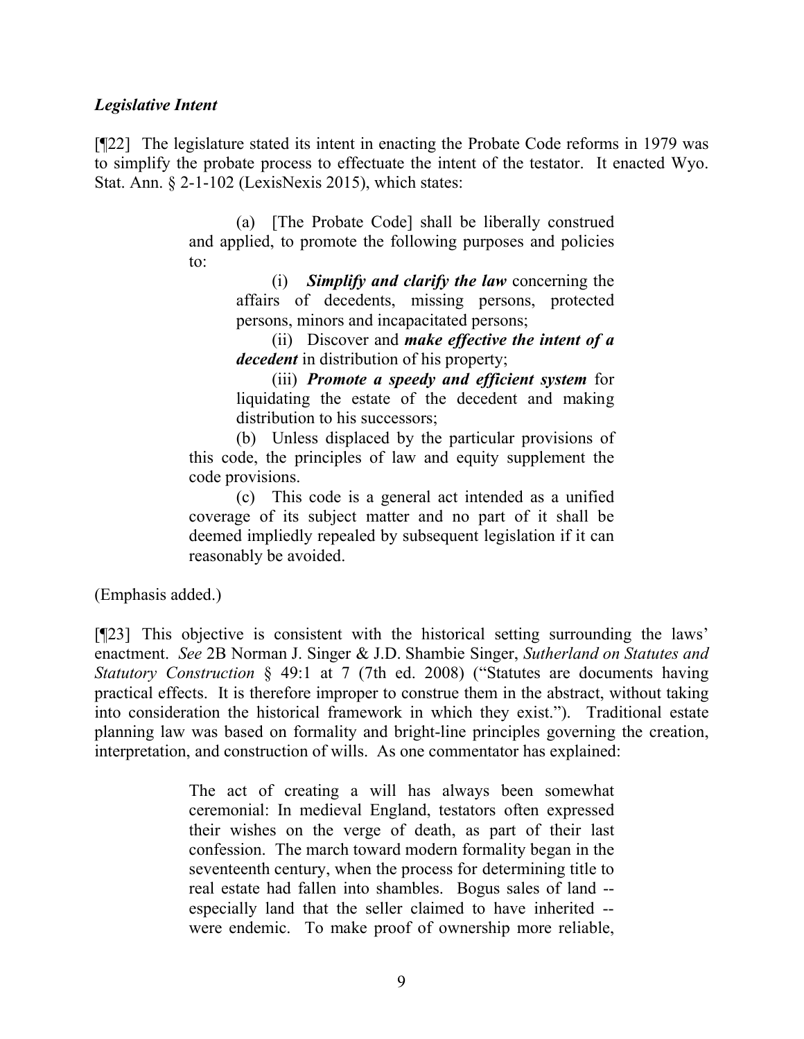***Legislative Intent***

[¶22] The legislature stated its intent in enacting the Probate Code reforms in 1979 was to simplify the probate process to effectuate the intent of the testator. It enacted Wyo. Stat. Ann. § 2-1-102 (LexisNexis 2015), which states:

> (a) [The Probate Code] shall be liberally construed and applied, to promote the following purposes and policies to:
>
> > (i) ***Simplify and clarify the law*** concerning the affairs of decedents, missing persons, protected persons, minors and incapacitated persons;
> >
> > (ii) Discover and ***make effective the intent of a decedent*** in distribution of his property;
> >
> > (iii) ***Promote a speedy and efficient system*** for liquidating the estate of the decedent and making distribution to his successors;
>
> (b) Unless displaced by the particular provisions of this code, the principles of law and equity supplement the code provisions.
>
> (c) This code is a general act intended as a unified coverage of its subject matter and no part of it shall be deemed impliedly repealed by subsequent legislation if it can reasonably be avoided.

(Emphasis added.)

[¶23] This objective is consistent with the historical setting surrounding the laws' enactment. *See* 2B Norman J. Singer & J.D. Shambie Singer, *Sutherland on Statutes and Statutory Construction* § 49:1 at 7 (7th ed. 2008) ("Statutes are documents having practical effects. It is therefore improper to construe them in the abstract, without taking into consideration the historical framework in which they exist."). Traditional estate planning law was based on formality and bright-line principles governing the creation, interpretation, and construction of wills. As one commentator has explained:

> The act of creating a will has always been somewhat ceremonial: In medieval England, testators often expressed their wishes on the verge of death, as part of their last confession. The march toward modern formality began in the seventeenth century, when the process for determining title to real estate had fallen into shambles. Bogus sales of land -- especially land that the seller claimed to have inherited -- were endemic. To make proof of ownership more reliable,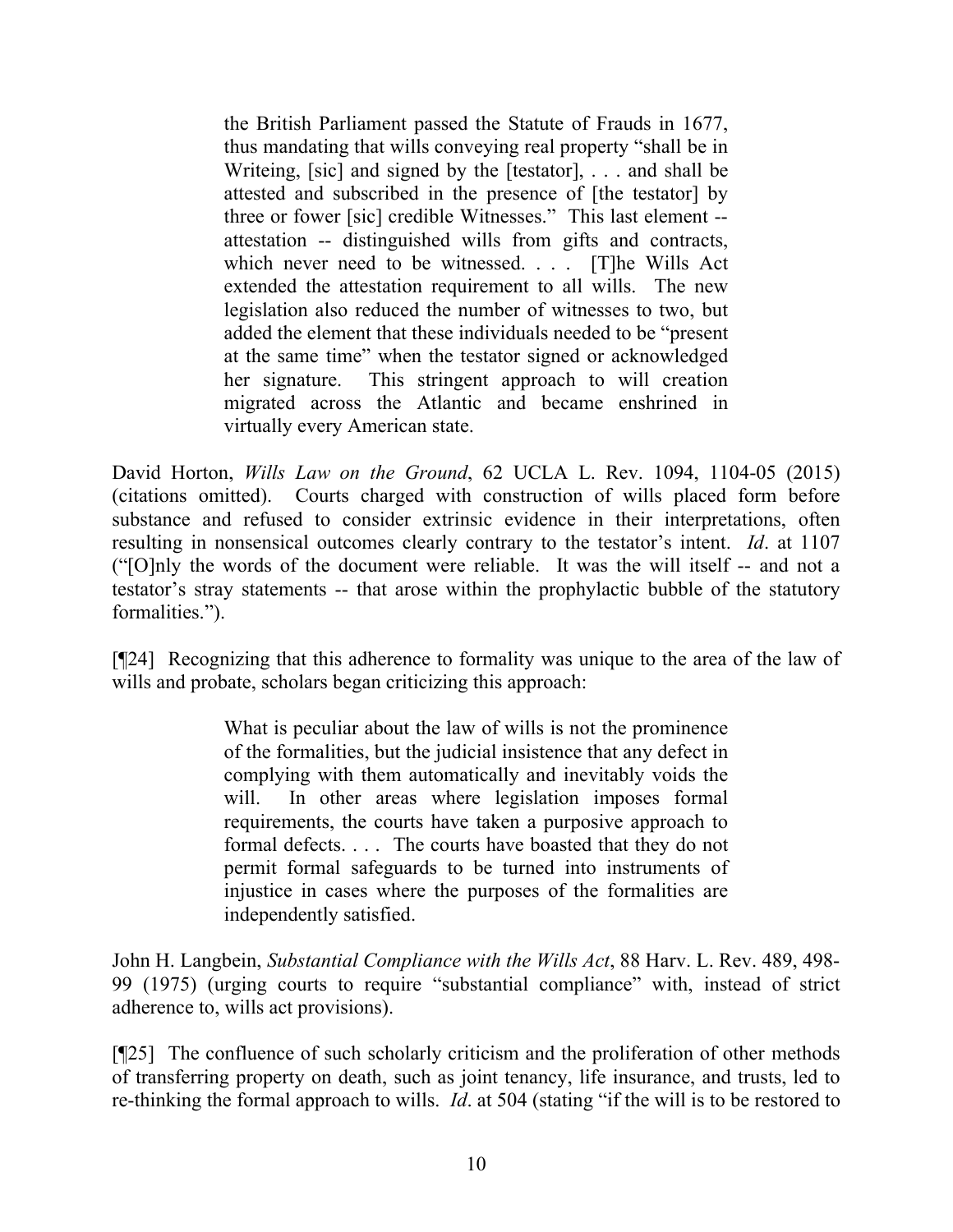> the British Parliament passed the Statute of Frauds in 1677, thus mandating that wills conveying real property "shall be in Writeing, [sic] and signed by the [testator], . . . and shall be attested and subscribed in the presence of [the testator] by three or fower [sic] credible Witnesses." This last element -- attestation -- distinguished wills from gifts and contracts, which never need to be witnessed. . . . [T]he Wills Act extended the attestation requirement to all wills. The new legislation also reduced the number of witnesses to two, but added the element that these individuals needed to be "present at the same time" when the testator signed or acknowledged her signature. This stringent approach to will creation migrated across the Atlantic and became enshrined in virtually every American state.

David Horton, *Wills Law on the Ground*, 62 UCLA L. Rev. 1094, 1104-05 (2015) (citations omitted). Courts charged with construction of wills placed form before substance and refused to consider extrinsic evidence in their interpretations, often resulting in nonsensical outcomes clearly contrary to the testator's intent. *Id*. at 1107 ("[O]nly the words of the document were reliable. It was the will itself -- and not a testator's stray statements -- that arose within the prophylactic bubble of the statutory formalities.").

[¶24] Recognizing that this adherence to formality was unique to the area of the law of wills and probate, scholars began criticizing this approach:

> What is peculiar about the law of wills is not the prominence of the formalities, but the judicial insistence that any defect in complying with them automatically and inevitably voids the will. In other areas where legislation imposes formal requirements, the courts have taken a purposive approach to formal defects. . . . The courts have boasted that they do not permit formal safeguards to be turned into instruments of injustice in cases where the purposes of the formalities are independently satisfied.

John H. Langbein, *Substantial Compliance with the Wills Act*, 88 Harv. L. Rev. 489, 498-99 (1975) (urging courts to require "substantial compliance" with, instead of strict adherence to, wills act provisions).

[¶25] The confluence of such scholarly criticism and the proliferation of other methods of transferring property on death, such as joint tenancy, life insurance, and trusts, led to re-thinking the formal approach to wills. *Id*. at 504 (stating "if the will is to be restored to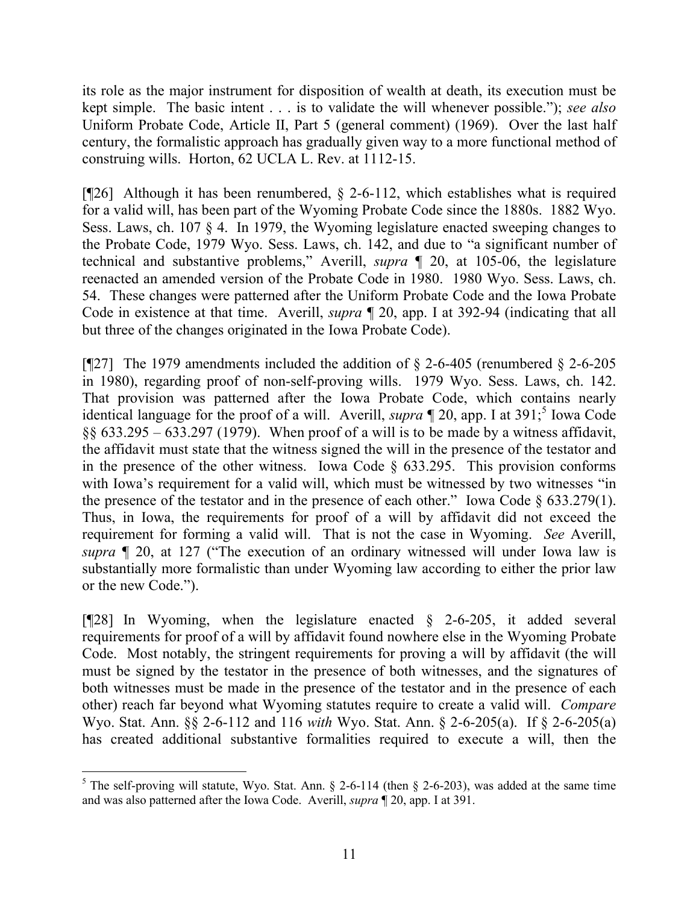its role as the major instrument for disposition of wealth at death, its execution must be kept simple. The basic intent . . . is to validate the will whenever possible."); *see also* Uniform Probate Code, Article II, Part 5 (general comment) (1969). Over the last half century, the formalistic approach has gradually given way to a more functional method of construing wills. Horton, 62 UCLA L. Rev. at 1112-15.

[¶26] Although it has been renumbered, § 2-6-112, which establishes what is required for a valid will, has been part of the Wyoming Probate Code since the 1880s. 1882 Wyo. Sess. Laws, ch. 107 § 4. In 1979, the Wyoming legislature enacted sweeping changes to the Probate Code, 1979 Wyo. Sess. Laws, ch. 142, and due to "a significant number of technical and substantive problems," Averill, *supra* ¶ 20, at 105-06, the legislature reenacted an amended version of the Probate Code in 1980. 1980 Wyo. Sess. Laws, ch. 54. These changes were patterned after the Uniform Probate Code and the Iowa Probate Code in existence at that time. Averill, *supra* ¶ 20, app. I at 392-94 (indicating that all but three of the changes originated in the Iowa Probate Code).

[¶27] The 1979 amendments included the addition of § 2-6-405 (renumbered § 2-6-205 in 1980), regarding proof of non-self-proving wills. 1979 Wyo. Sess. Laws, ch. 142. That provision was patterned after the Iowa Probate Code, which contains nearly identical language for the proof of a will. Averill, *supra* ¶ 20, app. I at 391;[5] Iowa Code §§ 633.295 – 633.297 (1979). When proof of a will is to be made by a witness affidavit, the affidavit must state that the witness signed the will in the presence of the testator and in the presence of the other witness. Iowa Code § 633.295. This provision conforms with Iowa's requirement for a valid will, which must be witnessed by two witnesses "in the presence of the testator and in the presence of each other." Iowa Code § 633.279(1). Thus, in Iowa, the requirements for proof of a will by affidavit did not exceed the requirement for forming a valid will. That is not the case in Wyoming. *See* Averill, *supra* ¶ 20, at 127 ("The execution of an ordinary witnessed will under Iowa law is substantially more formalistic than under Wyoming law according to either the prior law or the new Code.").

[¶28] In Wyoming, when the legislature enacted § 2-6-205, it added several requirements for proof of a will by affidavit found nowhere else in the Wyoming Probate Code. Most notably, the stringent requirements for proving a will by affidavit (the will must be signed by the testator in the presence of both witnesses, and the signatures of both witnesses must be made in the presence of the testator and in the presence of each other) reach far beyond what Wyoming statutes require to create a valid will. *Compare* Wyo. Stat. Ann. §§ 2-6-112 and 116 *with* Wyo. Stat. Ann. § 2-6-205(a). If § 2-6-205(a) has created additional substantive formalities required to execute a will, then the

---

[5] The self-proving will statute, Wyo. Stat. Ann. § 2-6-114 (then § 2-6-203), was added at the same time and was also patterned after the Iowa Code. Averill, *supra* ¶ 20, app. I at 391.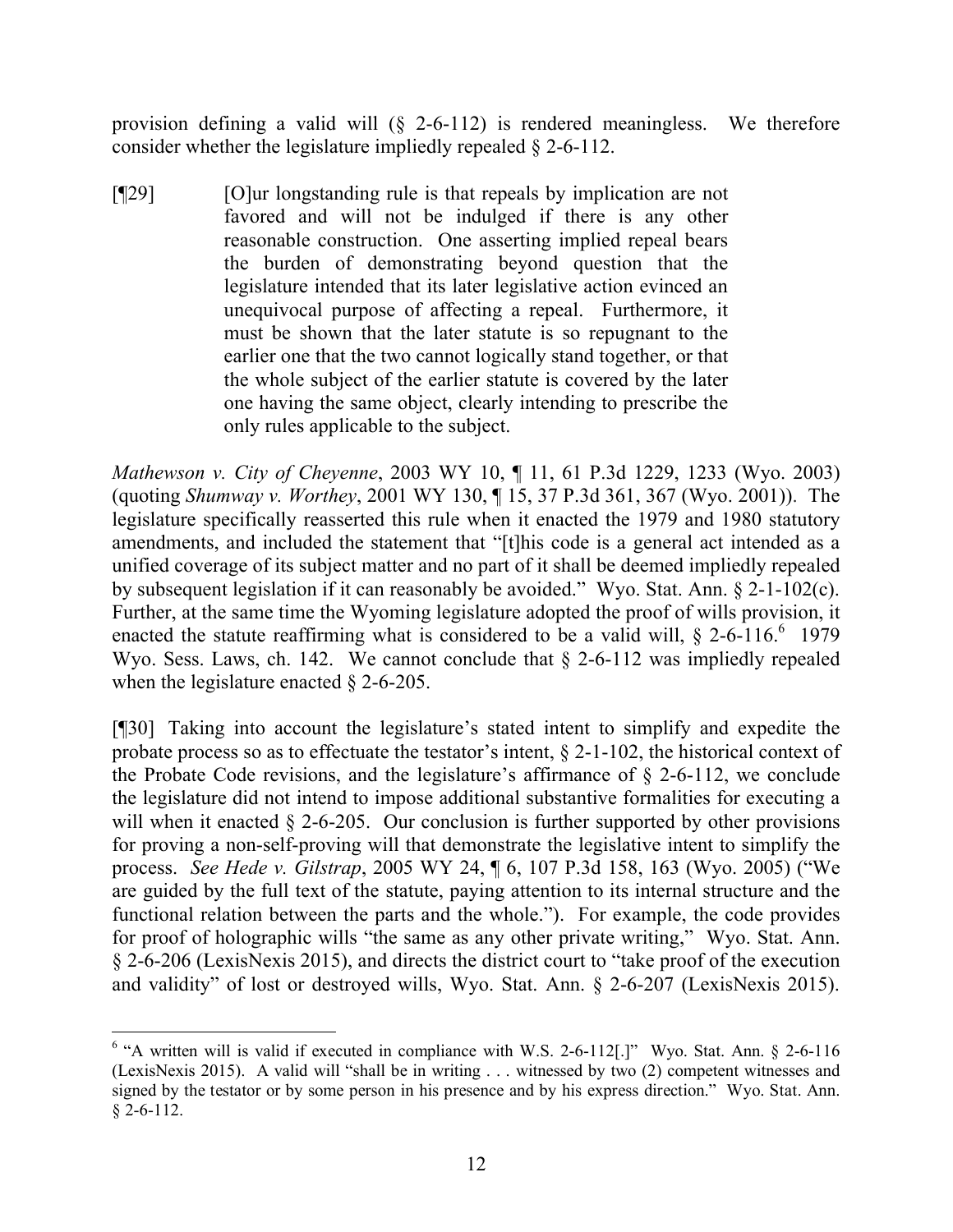provision defining a valid will (§ 2-6-112) is rendered meaningless. We therefore consider whether the legislature impliedly repealed § 2-6-112.

[¶29] > [O]ur longstanding rule is that repeals by implication are not favored and will not be indulged if there is any other reasonable construction. One asserting implied repeal bears the burden of demonstrating beyond question that the legislature intended that its later legislative action evinced an unequivocal purpose of affecting a repeal. Furthermore, it must be shown that the later statute is so repugnant to the earlier one that the two cannot logically stand together, or that the whole subject of the earlier statute is covered by the later one having the same object, clearly intending to prescribe the only rules applicable to the subject.

*Mathewson v. City of Cheyenne*, 2003 WY 10, ¶ 11, 61 P.3d 1229, 1233 (Wyo. 2003) (quoting *Shumway v. Worthey*, 2001 WY 130, ¶ 15, 37 P.3d 361, 367 (Wyo. 2001)). The legislature specifically reasserted this rule when it enacted the 1979 and 1980 statutory amendments, and included the statement that "[t]his code is a general act intended as a unified coverage of its subject matter and no part of it shall be deemed impliedly repealed by subsequent legislation if it can reasonably be avoided." Wyo. Stat. Ann. § 2-1-102(c). Further, at the same time the Wyoming legislature adopted the proof of wills provision, it enacted the statute reaffirming what is considered to be a valid will, § 2-6-116.[6] 1979 Wyo. Sess. Laws, ch. 142. We cannot conclude that § 2-6-112 was impliedly repealed when the legislature enacted § 2-6-205.

[¶30] Taking into account the legislature's stated intent to simplify and expedite the probate process so as to effectuate the testator's intent, § 2-1-102, the historical context of the Probate Code revisions, and the legislature's affirmance of § 2-6-112, we conclude the legislature did not intend to impose additional substantive formalities for executing a will when it enacted § 2-6-205. Our conclusion is further supported by other provisions for proving a non-self-proving will that demonstrate the legislative intent to simplify the process. *See Hede v. Gilstrap*, 2005 WY 24, ¶ 6, 107 P.3d 158, 163 (Wyo. 2005) ("We are guided by the full text of the statute, paying attention to its internal structure and the functional relation between the parts and the whole."). For example, the code provides for proof of holographic wills "the same as any other private writing," Wyo. Stat. Ann. § 2-6-206 (LexisNexis 2015), and directs the district court to "take proof of the execution and validity" of lost or destroyed wills, Wyo. Stat. Ann. § 2-6-207 (LexisNexis 2015).

---

[6] "A written will is valid if executed in compliance with W.S. 2-6-112[.]" Wyo. Stat. Ann. § 2-6-116 (LexisNexis 2015). A valid will "shall be in writing . . . witnessed by two (2) competent witnesses and signed by the testator or by some person in his presence and by his express direction." Wyo. Stat. Ann. § 2-6-112.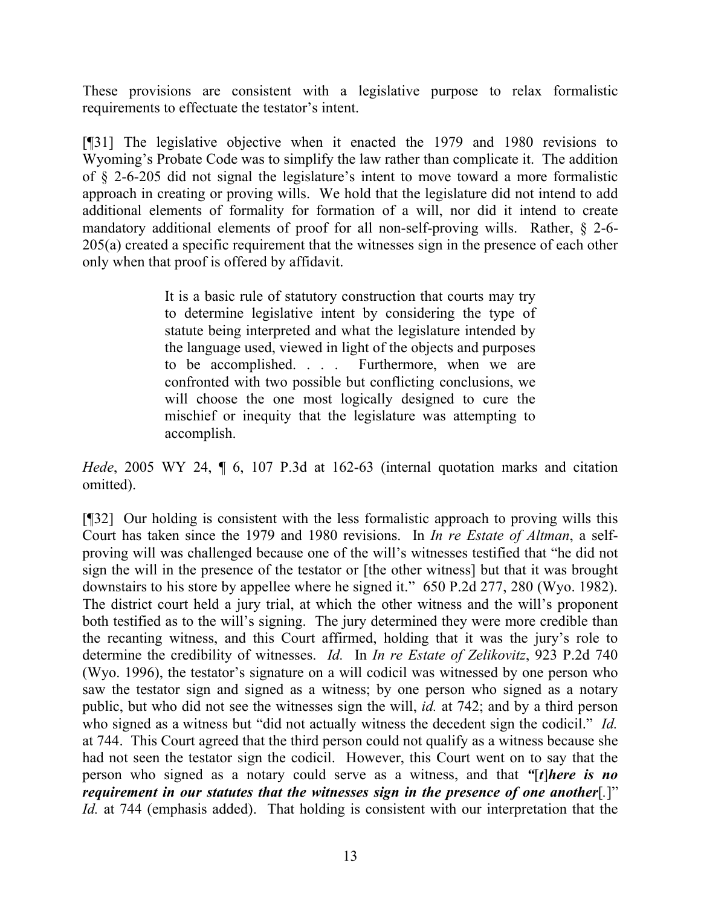These provisions are consistent with a legislative purpose to relax formalistic requirements to effectuate the testator's intent.

[¶31] The legislative objective when it enacted the 1979 and 1980 revisions to Wyoming's Probate Code was to simplify the law rather than complicate it. The addition of § 2-6-205 did not signal the legislature's intent to move toward a more formalistic approach in creating or proving wills. We hold that the legislature did not intend to add additional elements of formality for formation of a will, nor did it intend to create mandatory additional elements of proof for all non-self-proving wills. Rather, § 2-6-205(a) created a specific requirement that the witnesses sign in the presence of each other only when that proof is offered by affidavit.

> It is a basic rule of statutory construction that courts may try to determine legislative intent by considering the type of statute being interpreted and what the legislature intended by the language used, viewed in light of the objects and purposes to be accomplished. . . . Furthermore, when we are confronted with two possible but conflicting conclusions, we will choose the one most logically designed to cure the mischief or inequity that the legislature was attempting to accomplish.

*Hede*, 2005 WY 24, ¶ 6, 107 P.3d at 162-63 (internal quotation marks and citation omitted).

[¶32] Our holding is consistent with the less formalistic approach to proving wills this Court has taken since the 1979 and 1980 revisions. In *In re Estate of Altman*, a self-proving will was challenged because one of the will's witnesses testified that "he did not sign the will in the presence of the testator or [the other witness] but that it was brought downstairs to his store by appellee where he signed it." 650 P.2d 277, 280 (Wyo. 1982). The district court held a jury trial, at which the other witness and the will's proponent both testified as to the will's signing. The jury determined they were more credible than the recanting witness, and this Court affirmed, holding that it was the jury's role to determine the credibility of witnesses. *Id.* In *In re Estate of Zelikovitz*, 923 P.2d 740 (Wyo. 1996), the testator's signature on a will codicil was witnessed by one person who saw the testator sign and signed as a witness; by one person who signed as a notary public, but who did not see the witnesses sign the will, *id.* at 742; and by a third person who signed as a witness but "did not actually witness the decedent sign the codicil." *Id.* at 744. This Court agreed that the third person could not qualify as a witness because she had not seen the testator sign the codicil. However, this Court went on to say that the person who signed as a notary could serve as a witness, and that ***"*[*t*]*here is no requirement in our statutes that the witnesses sign in the presence of one another***[.]" *Id.* at 744 (emphasis added). That holding is consistent with our interpretation that the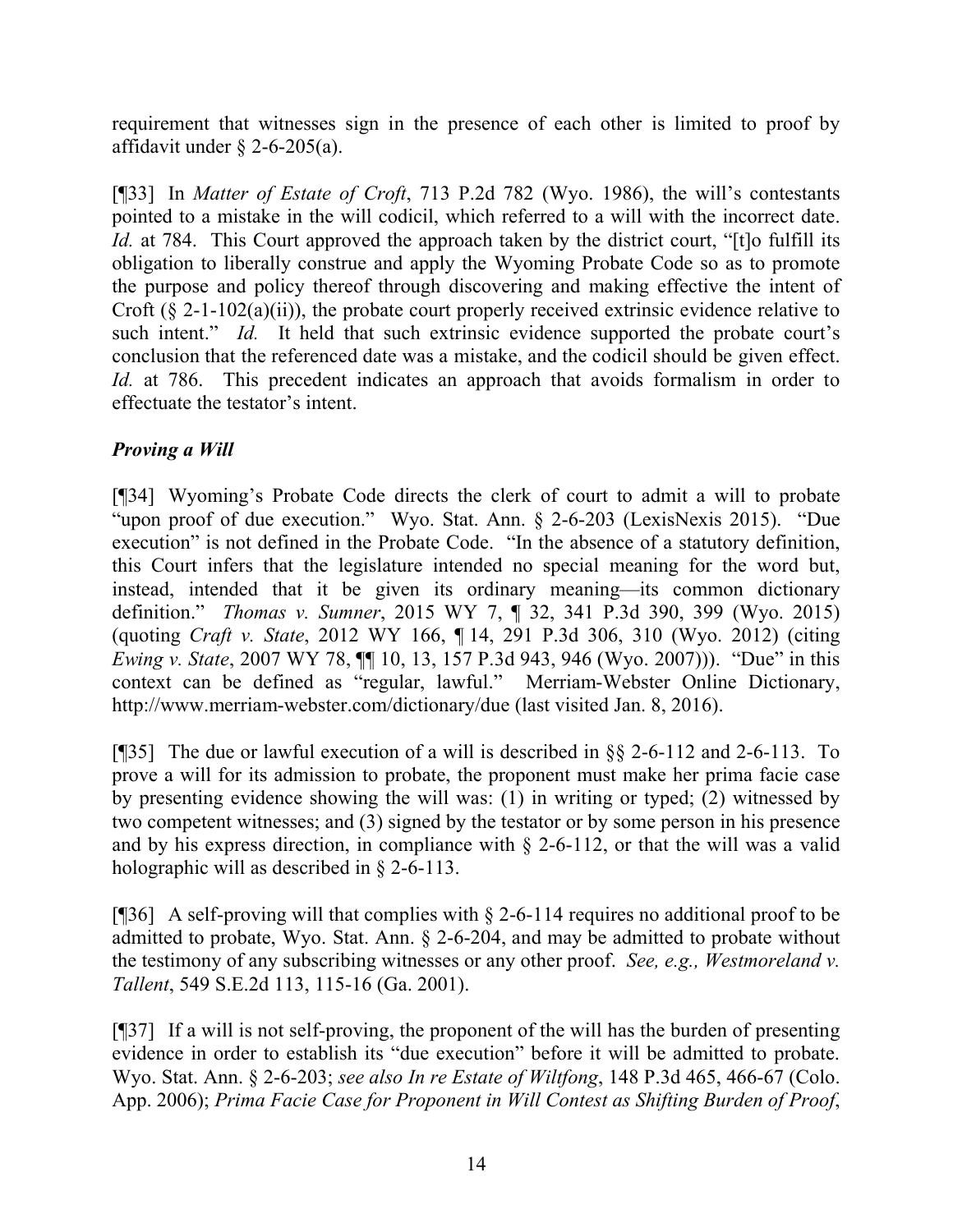requirement that witnesses sign in the presence of each other is limited to proof by affidavit under § 2-6-205(a).

[¶33] In *Matter of Estate of Croft*, 713 P.2d 782 (Wyo. 1986), the will's contestants pointed to a mistake in the will codicil, which referred to a will with the incorrect date. *Id.* at 784. This Court approved the approach taken by the district court, "[t]o fulfill its obligation to liberally construe and apply the Wyoming Probate Code so as to promote the purpose and policy thereof through discovering and making effective the intent of Croft (§ 2-1-102(a)(ii)), the probate court properly received extrinsic evidence relative to such intent." *Id.* It held that such extrinsic evidence supported the probate court's conclusion that the referenced date was a mistake, and the codicil should be given effect. *Id.* at 786. This precedent indicates an approach that avoids formalism in order to effectuate the testator's intent.

***Proving a Will***

[¶34] Wyoming's Probate Code directs the clerk of court to admit a will to probate "upon proof of due execution." Wyo. Stat. Ann. § 2-6-203 (LexisNexis 2015). "Due execution" is not defined in the Probate Code. "In the absence of a statutory definition, this Court infers that the legislature intended no special meaning for the word but, instead, intended that it be given its ordinary meaning—its common dictionary definition." *Thomas v. Sumner*, 2015 WY 7, ¶ 32, 341 P.3d 390, 399 (Wyo. 2015) (quoting *Craft v. State*, 2012 WY 166, ¶ 14, 291 P.3d 306, 310 (Wyo. 2012) (citing *Ewing v. State*, 2007 WY 78, ¶¶ 10, 13, 157 P.3d 943, 946 (Wyo. 2007))). "Due" in this context can be defined as "regular, lawful." Merriam-Webster Online Dictionary, http://www.merriam-webster.com/dictionary/due (last visited Jan. 8, 2016).

[¶35] The due or lawful execution of a will is described in §§ 2-6-112 and 2-6-113. To prove a will for its admission to probate, the proponent must make her prima facie case by presenting evidence showing the will was: (1) in writing or typed; (2) witnessed by two competent witnesses; and (3) signed by the testator or by some person in his presence and by his express direction, in compliance with § 2-6-112, or that the will was a valid holographic will as described in § 2-6-113.

[¶36] A self-proving will that complies with § 2-6-114 requires no additional proof to be admitted to probate, Wyo. Stat. Ann. § 2-6-204, and may be admitted to probate without the testimony of any subscribing witnesses or any other proof. *See, e.g., Westmoreland v. Tallent*, 549 S.E.2d 113, 115-16 (Ga. 2001).

[¶37] If a will is not self-proving, the proponent of the will has the burden of presenting evidence in order to establish its "due execution" before it will be admitted to probate. Wyo. Stat. Ann. § 2-6-203; *see also In re Estate of Wiltfong*, 148 P.3d 465, 466-67 (Colo. App. 2006); *Prima Facie Case for Proponent in Will Contest as Shifting Burden of Proof*,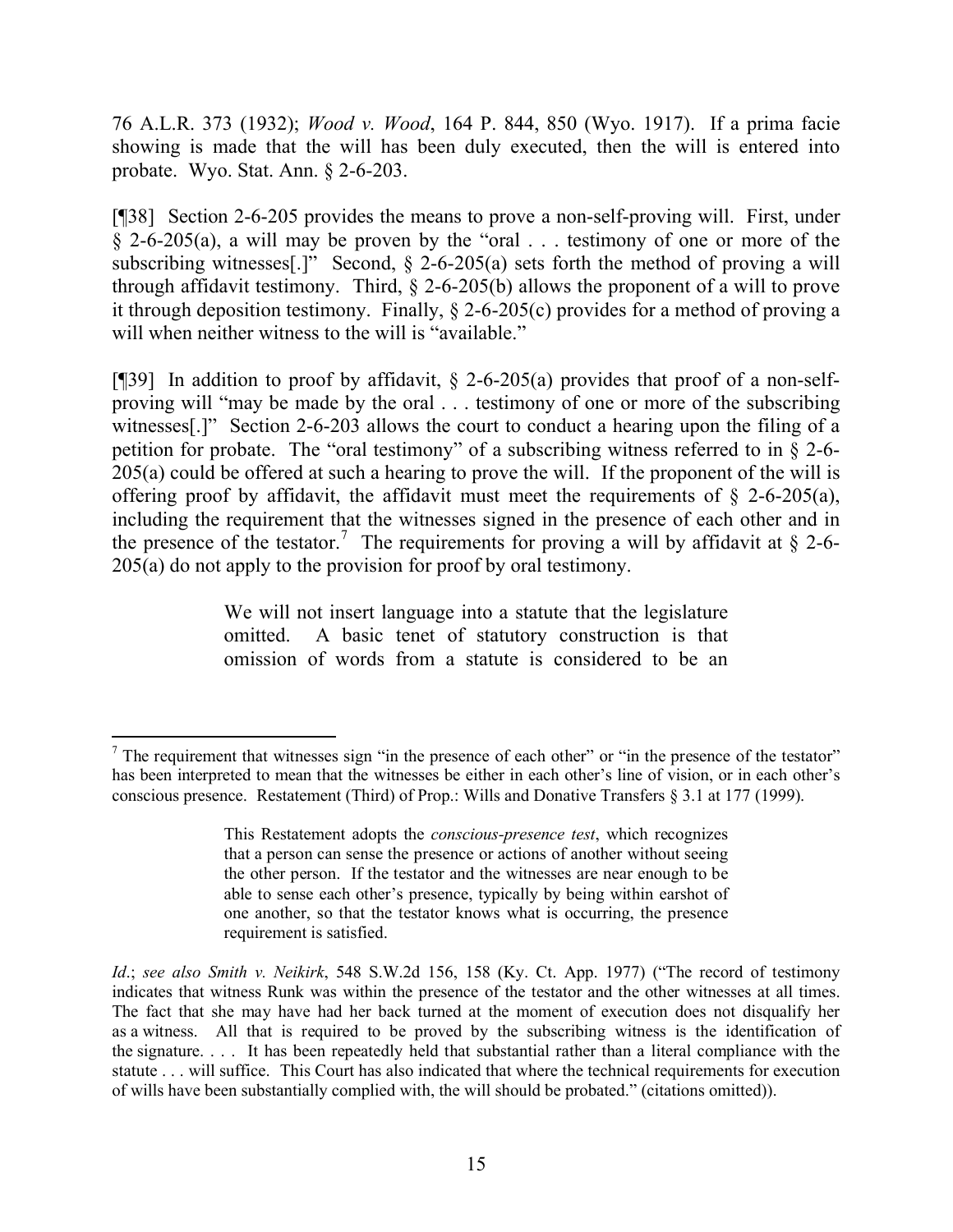76 A.L.R. 373 (1932); *Wood v. Wood*, 164 P. 844, 850 (Wyo. 1917). If a prima facie showing is made that the will has been duly executed, then the will is entered into probate. Wyo. Stat. Ann. § 2-6-203.

[¶38] Section 2-6-205 provides the means to prove a non-self-proving will. First, under § 2-6-205(a), a will may be proven by the "oral . . . testimony of one or more of the subscribing witnesses[.]" Second, § 2-6-205(a) sets forth the method of proving a will through affidavit testimony. Third, § 2-6-205(b) allows the proponent of a will to prove it through deposition testimony. Finally, § 2-6-205(c) provides for a method of proving a will when neither witness to the will is "available."

[¶39] In addition to proof by affidavit, § 2-6-205(a) provides that proof of a non-self-proving will "may be made by the oral . . . testimony of one or more of the subscribing witnesses[.]" Section 2-6-203 allows the court to conduct a hearing upon the filing of a petition for probate. The "oral testimony" of a subscribing witness referred to in § 2-6-205(a) could be offered at such a hearing to prove the will. If the proponent of the will is offering proof by affidavit, the affidavit must meet the requirements of § 2-6-205(a), including the requirement that the witnesses signed in the presence of each other and in the presence of the testator.[7] The requirements for proving a will by affidavit at § 2-6-205(a) do not apply to the provision for proof by oral testimony.

> We will not insert language into a statute that the legislature omitted. A basic tenet of statutory construction is that omission of words from a statute is considered to be an

---

[7] The requirement that witnesses sign "in the presence of each other" or "in the presence of the testator" has been interpreted to mean that the witnesses be either in each other's line of vision, or in each other's conscious presence. Restatement (Third) of Prop.: Wills and Donative Transfers § 3.1 at 177 (1999).

> This Restatement adopts the *conscious-presence test*, which recognizes that a person can sense the presence or actions of another without seeing the other person. If the testator and the witnesses are near enough to be able to sense each other's presence, typically by being within earshot of one another, so that the testator knows what is occurring, the presence requirement is satisfied.

*Id.*; *see also Smith v. Neikirk*, 548 S.W.2d 156, 158 (Ky. Ct. App. 1977) ("The record of testimony indicates that witness Runk was within the presence of the testator and the other witnesses at all times. The fact that she may have had her back turned at the moment of execution does not disqualify her as a witness. All that is required to be proved by the subscribing witness is the identification of the signature. . . . It has been repeatedly held that substantial rather than a literal compliance with the statute . . . will suffice. This Court has also indicated that where the technical requirements for execution of wills have been substantially complied with, the will should be probated." (citations omitted)).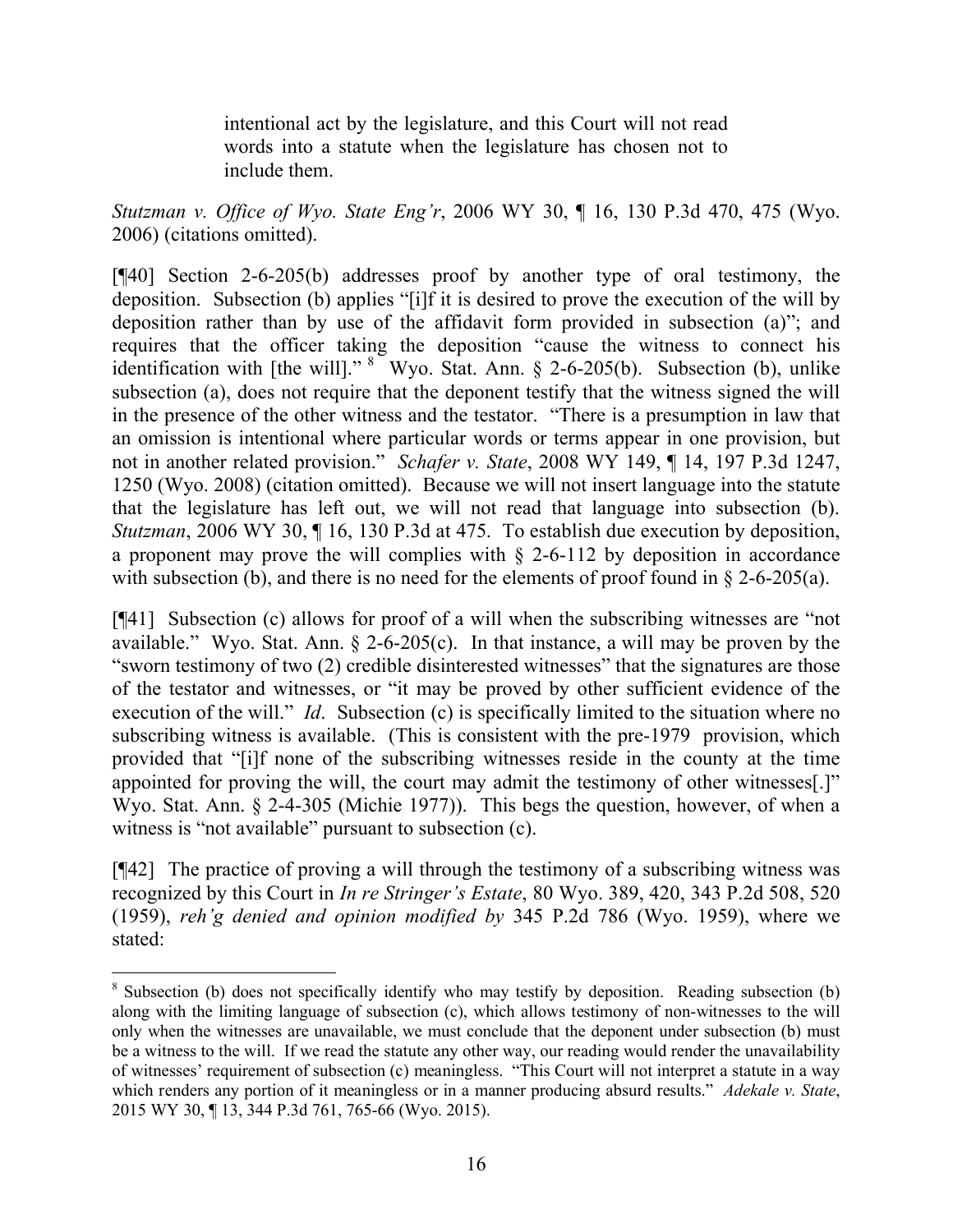> intentional act by the legislature, and this Court will not read words into a statute when the legislature has chosen not to include them.

*Stutzman v. Office of Wyo. State Eng'r*, 2006 WY 30, ¶ 16, 130 P.3d 470, 475 (Wyo. 2006) (citations omitted).

[¶40] Section 2-6-205(b) addresses proof by another type of oral testimony, the deposition. Subsection (b) applies "[i]f it is desired to prove the execution of the will by deposition rather than by use of the affidavit form provided in subsection (a)"; and requires that the officer taking the deposition "cause the witness to connect his identification with [the will]." [8] Wyo. Stat. Ann. § 2-6-205(b). Subsection (b), unlike subsection (a), does not require that the deponent testify that the witness signed the will in the presence of the other witness and the testator. "There is a presumption in law that an omission is intentional where particular words or terms appear in one provision, but not in another related provision." *Schafer v. State*, 2008 WY 149, ¶ 14, 197 P.3d 1247, 1250 (Wyo. 2008) (citation omitted). Because we will not insert language into the statute that the legislature has left out, we will not read that language into subsection (b). *Stutzman*, 2006 WY 30, ¶ 16, 130 P.3d at 475. To establish due execution by deposition, a proponent may prove the will complies with § 2-6-112 by deposition in accordance with subsection (b), and there is no need for the elements of proof found in § 2-6-205(a).

[¶41] Subsection (c) allows for proof of a will when the subscribing witnesses are "not available." Wyo. Stat. Ann. § 2-6-205(c). In that instance, a will may be proven by the "sworn testimony of two (2) credible disinterested witnesses" that the signatures are those of the testator and witnesses, or "it may be proved by other sufficient evidence of the execution of the will." *Id*. Subsection (c) is specifically limited to the situation where no subscribing witness is available. (This is consistent with the pre-1979 provision, which provided that "[i]f none of the subscribing witnesses reside in the county at the time appointed for proving the will, the court may admit the testimony of other witnesses[.]" Wyo. Stat. Ann. § 2-4-305 (Michie 1977)). This begs the question, however, of when a witness is "not available" pursuant to subsection (c).

[¶42] The practice of proving a will through the testimony of a subscribing witness was recognized by this Court in *In re Stringer's Estate*, 80 Wyo. 389, 420, 343 P.2d 508, 520 (1959), *reh'g denied and opinion modified by* 345 P.2d 786 (Wyo. 1959), where we stated:

---

[8] Subsection (b) does not specifically identify who may testify by deposition. Reading subsection (b) along with the limiting language of subsection (c), which allows testimony of non-witnesses to the will only when the witnesses are unavailable, we must conclude that the deponent under subsection (b) must be a witness to the will. If we read the statute any other way, our reading would render the unavailability of witnesses' requirement of subsection (c) meaningless. "This Court will not interpret a statute in a way which renders any portion of it meaningless or in a manner producing absurd results." *Adekale v. State*, 2015 WY 30, ¶ 13, 344 P.3d 761, 765-66 (Wyo. 2015).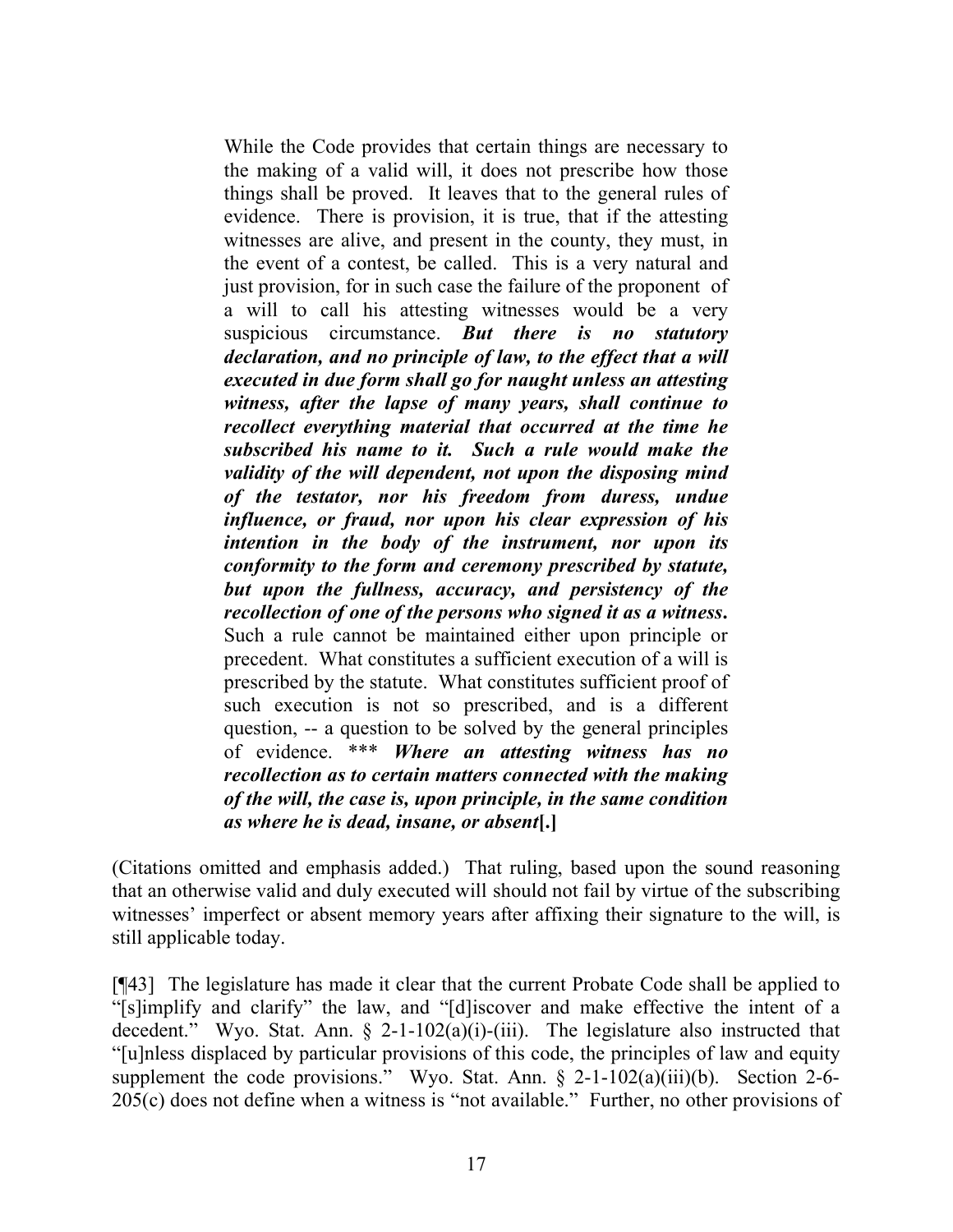> While the Code provides that certain things are necessary to the making of a valid will, it does not prescribe how those things shall be proved. It leaves that to the general rules of evidence. There is provision, it is true, that if the attesting witnesses are alive, and present in the county, they must, in the event of a contest, be called. This is a very natural and just provision, for in such case the failure of the proponent of a will to call his attesting witnesses would be a very suspicious circumstance. ***But there is no statutory declaration, and no principle of law, to the effect that a will executed in due form shall go for naught unless an attesting witness, after the lapse of many years, shall continue to recollect everything material that occurred at the time he subscribed his name to it. Such a rule would make the validity of the will dependent, not upon the disposing mind of the testator, nor his freedom from duress, undue influence, or fraud, nor upon his clear expression of his intention in the body of the instrument, nor upon its conformity to the form and ceremony prescribed by statute, but upon the fullness, accuracy, and persistency of the recollection of one of the persons who signed it as a witness.*** Such a rule cannot be maintained either upon principle or precedent. What constitutes a sufficient execution of a will is prescribed by the statute. What constitutes sufficient proof of such execution is not so prescribed, and is a different question, -- a question to be solved by the general principles of evidence. \*\*\* ***Where an attesting witness has no recollection as to certain matters connected with the making of the will, the case is, upon principle, in the same condition as where he is dead, insane, or absent*[.]**

(Citations omitted and emphasis added.) That ruling, based upon the sound reasoning that an otherwise valid and duly executed will should not fail by virtue of the subscribing witnesses' imperfect or absent memory years after affixing their signature to the will, is still applicable today.

[¶43] The legislature has made it clear that the current Probate Code shall be applied to "[s]implify and clarify" the law, and "[d]iscover and make effective the intent of a decedent." Wyo. Stat. Ann. § 2-1-102(a)(i)-(iii). The legislature also instructed that "[u]nless displaced by particular provisions of this code, the principles of law and equity supplement the code provisions." Wyo. Stat. Ann. § 2-1-102(a)(iii)(b). Section 2-6-205(c) does not define when a witness is "not available." Further, no other provisions of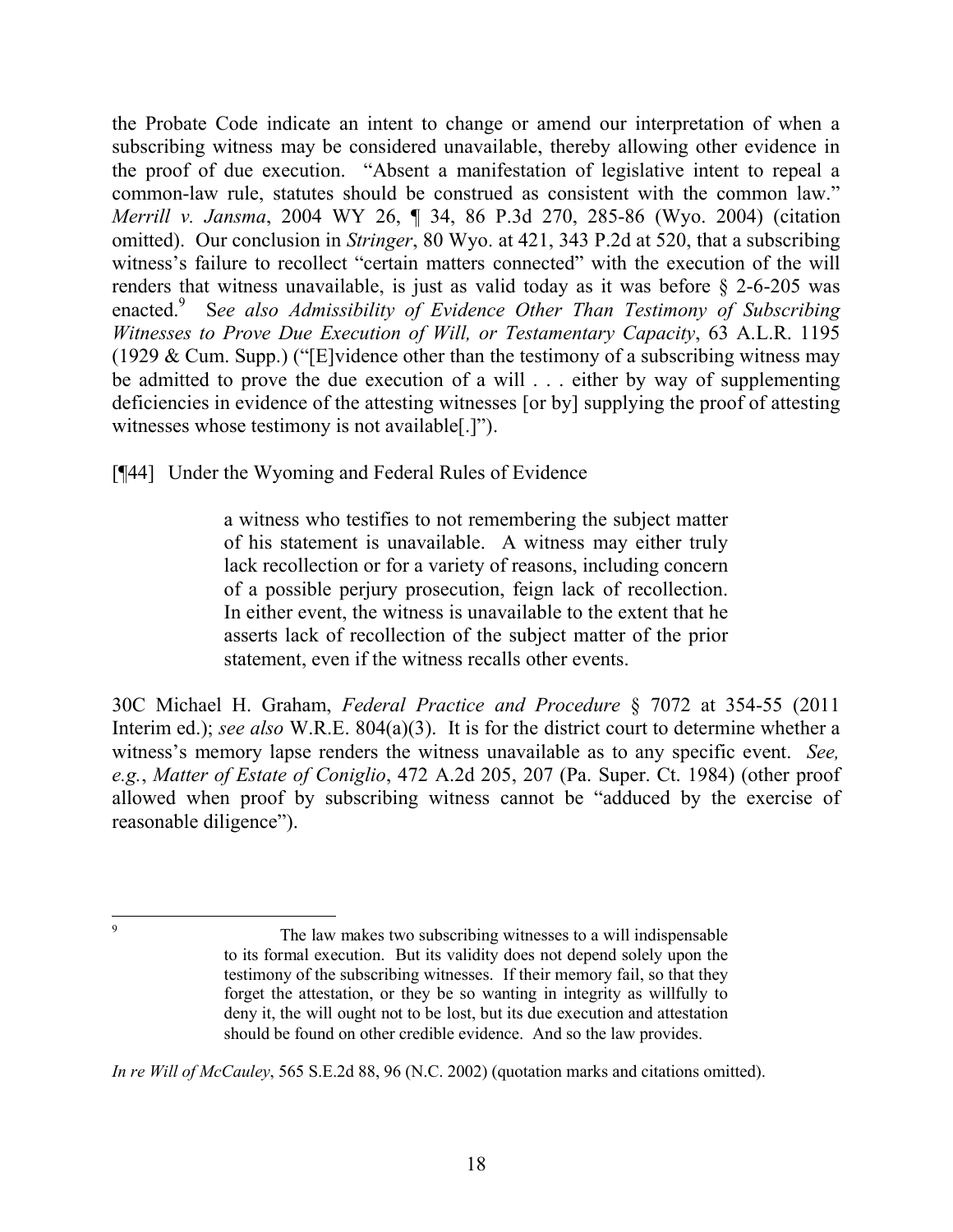the Probate Code indicate an intent to change or amend our interpretation of when a subscribing witness may be considered unavailable, thereby allowing other evidence in the proof of due execution. "Absent a manifestation of legislative intent to repeal a common-law rule, statutes should be construed as consistent with the common law." *Merrill v. Jansma*, 2004 WY 26, ¶ 34, 86 P.3d 270, 285-86 (Wyo. 2004) (citation omitted). Our conclusion in *Stringer*, 80 Wyo. at 421, 343 P.2d at 520, that a subscribing witness's failure to recollect "certain matters connected" with the execution of the will renders that witness unavailable, is just as valid today as it was before § 2-6-205 was enacted.[9] S*ee also Admissibility of Evidence Other Than Testimony of Subscribing Witnesses to Prove Due Execution of Will, or Testamentary Capacity*, 63 A.L.R. 1195 (1929 & Cum. Supp.) ("[E]vidence other than the testimony of a subscribing witness may be admitted to prove the due execution of a will . . . either by way of supplementing deficiencies in evidence of the attesting witnesses [or by] supplying the proof of attesting witnesses whose testimony is not available[.]").

[¶44] Under the Wyoming and Federal Rules of Evidence

> a witness who testifies to not remembering the subject matter of his statement is unavailable. A witness may either truly lack recollection or for a variety of reasons, including concern of a possible perjury prosecution, feign lack of recollection. In either event, the witness is unavailable to the extent that he asserts lack of recollection of the subject matter of the prior statement, even if the witness recalls other events.

30C Michael H. Graham, *Federal Practice and Procedure* § 7072 at 354-55 (2011 Interim ed.); *see also* W.R.E. 804(a)(3). It is for the district court to determine whether a witness's memory lapse renders the witness unavailable as to any specific event. *See, e.g.*, *Matter of Estate of Coniglio*, 472 A.2d 205, 207 (Pa. Super. Ct. 1984) (other proof allowed when proof by subscribing witness cannot be "adduced by the exercise of reasonable diligence").

---

[9]

> The law makes two subscribing witnesses to a will indispensable to its formal execution. But its validity does not depend solely upon the testimony of the subscribing witnesses. If their memory fail, so that they forget the attestation, or they be so wanting in integrity as willfully to deny it, the will ought not to be lost, but its due execution and attestation should be found on other credible evidence. And so the law provides.

*In re Will of McCauley*, 565 S.E.2d 88, 96 (N.C. 2002) (quotation marks and citations omitted).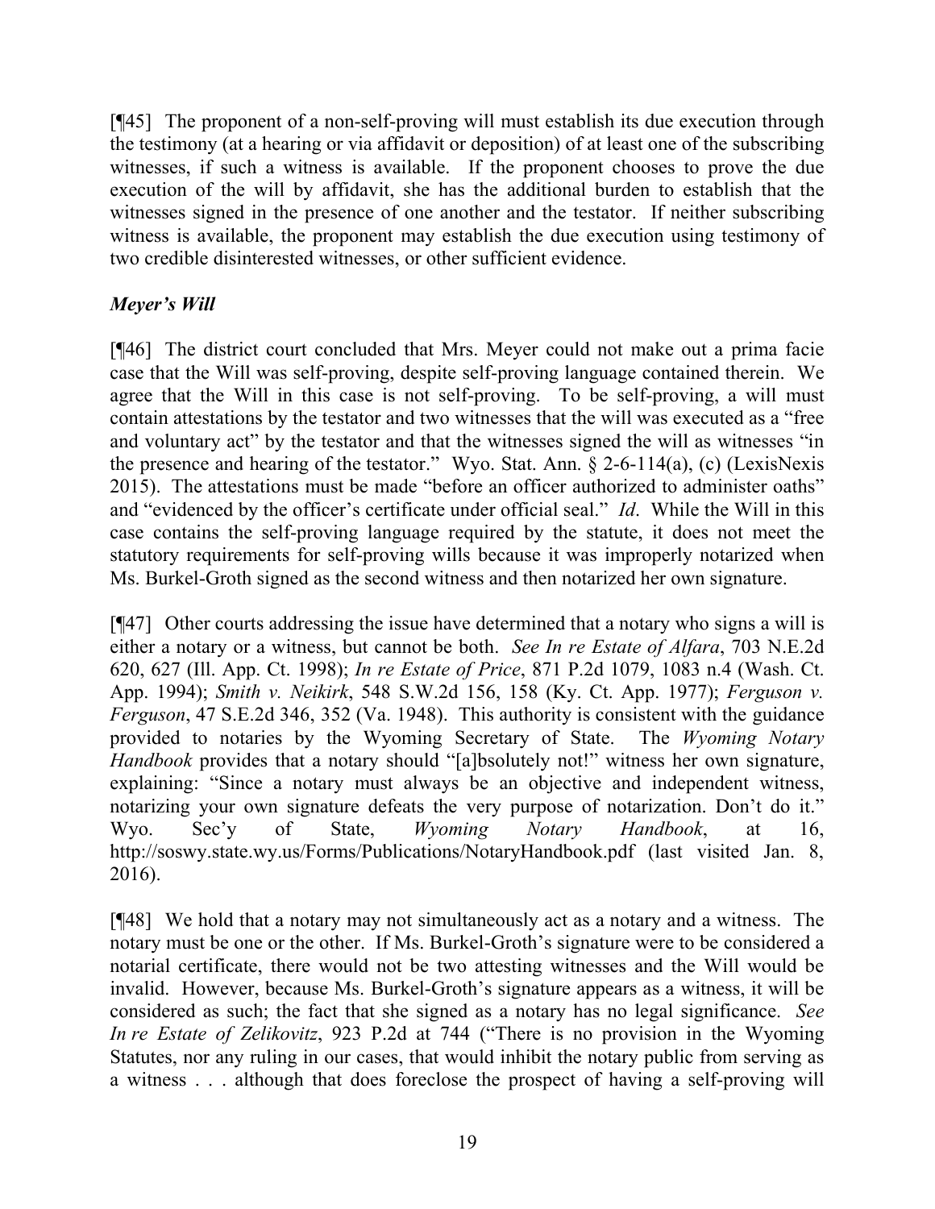[¶45] The proponent of a non-self-proving will must establish its due execution through the testimony (at a hearing or via affidavit or deposition) of at least one of the subscribing witnesses, if such a witness is available. If the proponent chooses to prove the due execution of the will by affidavit, she has the additional burden to establish that the witnesses signed in the presence of one another and the testator. If neither subscribing witness is available, the proponent may establish the due execution using testimony of two credible disinterested witnesses, or other sufficient evidence.

### *Meyer's Will*

[¶46] The district court concluded that Mrs. Meyer could not make out a prima facie case that the Will was self-proving, despite self-proving language contained therein. We agree that the Will in this case is not self-proving. To be self-proving, a will must contain attestations by the testator and two witnesses that the will was executed as a "free and voluntary act" by the testator and that the witnesses signed the will as witnesses "in the presence and hearing of the testator." Wyo. Stat. Ann. § 2-6-114(a), (c) (LexisNexis 2015). The attestations must be made "before an officer authorized to administer oaths" and "evidenced by the officer's certificate under official seal." *Id*. While the Will in this case contains the self-proving language required by the statute, it does not meet the statutory requirements for self-proving wills because it was improperly notarized when Ms. Burkel-Groth signed as the second witness and then notarized her own signature.

[¶47] Other courts addressing the issue have determined that a notary who signs a will is either a notary or a witness, but cannot be both. *See In re Estate of Alfara*, 703 N.E.2d 620, 627 (Ill. App. Ct. 1998); *In re Estate of Price*, 871 P.2d 1079, 1083 n.4 (Wash. Ct. App. 1994); *Smith v. Neikirk*, 548 S.W.2d 156, 158 (Ky. Ct. App. 1977); *Ferguson v. Ferguson*, 47 S.E.2d 346, 352 (Va. 1948). This authority is consistent with the guidance provided to notaries by the Wyoming Secretary of State. The *Wyoming Notary Handbook* provides that a notary should "[a]bsolutely not!" witness her own signature, explaining: "Since a notary must always be an objective and independent witness, notarizing your own signature defeats the very purpose of notarization. Don't do it." Wyo. Sec'y of State, *Wyoming Notary Handbook*, at 16, http://soswy.state.wy.us/Forms/Publications/NotaryHandbook.pdf (last visited Jan. 8, 2016).

[¶48] We hold that a notary may not simultaneously act as a notary and a witness. The notary must be one or the other. If Ms. Burkel-Groth's signature were to be considered a notarial certificate, there would not be two attesting witnesses and the Will would be invalid. However, because Ms. Burkel-Groth's signature appears as a witness, it will be considered as such; the fact that she signed as a notary has no legal significance. *See In re Estate of Zelikovitz*, 923 P.2d at 744 ("There is no provision in the Wyoming Statutes, nor any ruling in our cases, that would inhibit the notary public from serving as a witness . . . although that does foreclose the prospect of having a self-proving will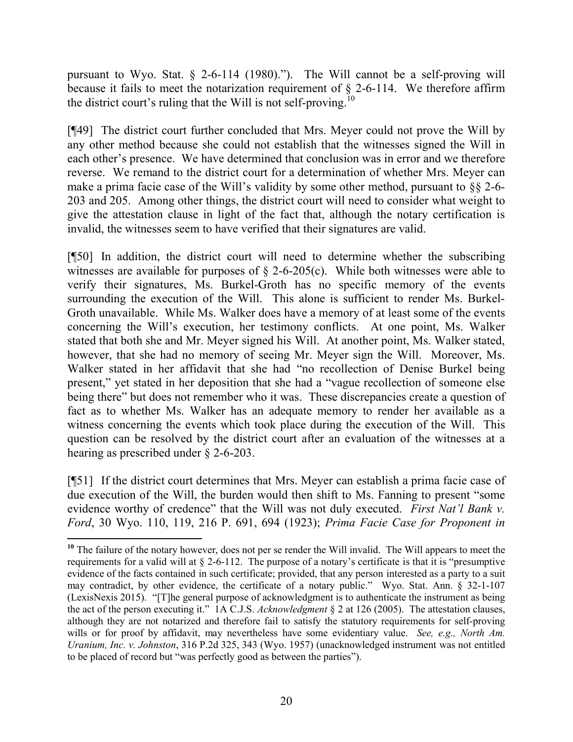pursuant to Wyo. Stat. § 2-6-114 (1980)."). The Will cannot be a self-proving will because it fails to meet the notarization requirement of § 2-6-114. We therefore affirm the district court's ruling that the Will is not self-proving.[10]

[¶49] The district court further concluded that Mrs. Meyer could not prove the Will by any other method because she could not establish that the witnesses signed the Will in each other's presence. We have determined that conclusion was in error and we therefore reverse. We remand to the district court for a determination of whether Mrs. Meyer can make a prima facie case of the Will's validity by some other method, pursuant to §§ 2-6-203 and 205. Among other things, the district court will need to consider what weight to give the attestation clause in light of the fact that, although the notary certification is invalid, the witnesses seem to have verified that their signatures are valid.

[¶50] In addition, the district court will need to determine whether the subscribing witnesses are available for purposes of § 2-6-205(c). While both witnesses were able to verify their signatures, Ms. Burkel-Groth has no specific memory of the events surrounding the execution of the Will. This alone is sufficient to render Ms. Burkel-Groth unavailable. While Ms. Walker does have a memory of at least some of the events concerning the Will's execution, her testimony conflicts. At one point, Ms. Walker stated that both she and Mr. Meyer signed his Will. At another point, Ms. Walker stated, however, that she had no memory of seeing Mr. Meyer sign the Will. Moreover, Ms. Walker stated in her affidavit that she had "no recollection of Denise Burkel being present," yet stated in her deposition that she had a "vague recollection of someone else being there" but does not remember who it was. These discrepancies create a question of fact as to whether Ms. Walker has an adequate memory to render her available as a witness concerning the events which took place during the execution of the Will. This question can be resolved by the district court after an evaluation of the witnesses at a hearing as prescribed under § 2-6-203.

[¶51] If the district court determines that Mrs. Meyer can establish a prima facie case of due execution of the Will, the burden would then shift to Ms. Fanning to present "some evidence worthy of credence" that the Will was not duly executed. *First Nat'l Bank v. Ford*, 30 Wyo. 110, 119, 216 P. 691, 694 (1923); *Prima Facie Case for Proponent in*

---

[10] The failure of the notary however, does not per se render the Will invalid. The Will appears to meet the requirements for a valid will at § 2-6-112. The purpose of a notary's certificate is that it is "presumptive evidence of the facts contained in such certificate; provided, that any person interested as a party to a suit may contradict, by other evidence, the certificate of a notary public." Wyo. Stat. Ann. § 32-1-107 (LexisNexis 2015). "[T]he general purpose of acknowledgment is to authenticate the instrument as being the act of the person executing it." 1A C.J.S. *Acknowledgment* § 2 at 126 (2005). The attestation clauses, although they are not notarized and therefore fail to satisfy the statutory requirements for self-proving wills or for proof by affidavit, may nevertheless have some evidentiary value. *See, e.g., North Am. Uranium, Inc. v. Johnston*, 316 P.2d 325, 343 (Wyo. 1957) (unacknowledged instrument was not entitled to be placed of record but "was perfectly good as between the parties").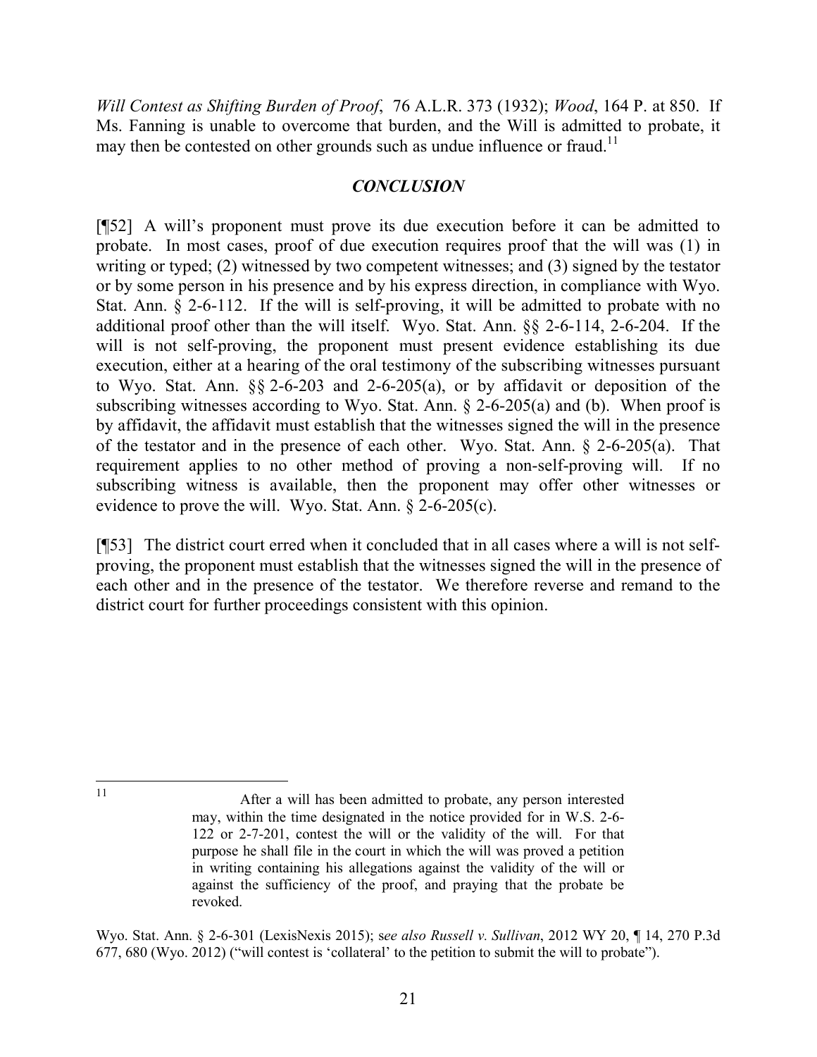*Will Contest as Shifting Burden of Proof*, 76 A.L.R. 373 (1932); *Wood*, 164 P. at 850. If Ms. Fanning is unable to overcome that burden, and the Will is admitted to probate, it may then be contested on other grounds such as undue influence or fraud.[11]

## *CONCLUSION*

[¶52] A will's proponent must prove its due execution before it can be admitted to probate. In most cases, proof of due execution requires proof that the will was (1) in writing or typed; (2) witnessed by two competent witnesses; and (3) signed by the testator or by some person in his presence and by his express direction, in compliance with Wyo. Stat. Ann. § 2-6-112. If the will is self-proving, it will be admitted to probate with no additional proof other than the will itself. Wyo. Stat. Ann. §§ 2-6-114, 2-6-204. If the will is not self-proving, the proponent must present evidence establishing its due execution, either at a hearing of the oral testimony of the subscribing witnesses pursuant to Wyo. Stat. Ann. §§ 2-6-203 and 2-6-205(a), or by affidavit or deposition of the subscribing witnesses according to Wyo. Stat. Ann. § 2-6-205(a) and (b). When proof is by affidavit, the affidavit must establish that the witnesses signed the will in the presence of the testator and in the presence of each other. Wyo. Stat. Ann. § 2-6-205(a). That requirement applies to no other method of proving a non-self-proving will. If no subscribing witness is available, then the proponent may offer other witnesses or evidence to prove the will. Wyo. Stat. Ann. § 2-6-205(c).

[¶53] The district court erred when it concluded that in all cases where a will is not self-proving, the proponent must establish that the witnesses signed the will in the presence of each other and in the presence of the testator. We therefore reverse and remand to the district court for further proceedings consistent with this opinion.

---

[11]

> After a will has been admitted to probate, any person interested may, within the time designated in the notice provided for in W.S. 2-6-122 or 2-7-201, contest the will or the validity of the will. For that purpose he shall file in the court in which the will was proved a petition in writing containing his allegations against the validity of the will or against the sufficiency of the proof, and praying that the probate be revoked.

Wyo. Stat. Ann. § 2-6-301 (LexisNexis 2015); s*ee also Russell v. Sullivan*, 2012 WY 20, ¶ 14, 270 P.3d 677, 680 (Wyo. 2012) ("will contest is 'collateral' to the petition to submit the will to probate").